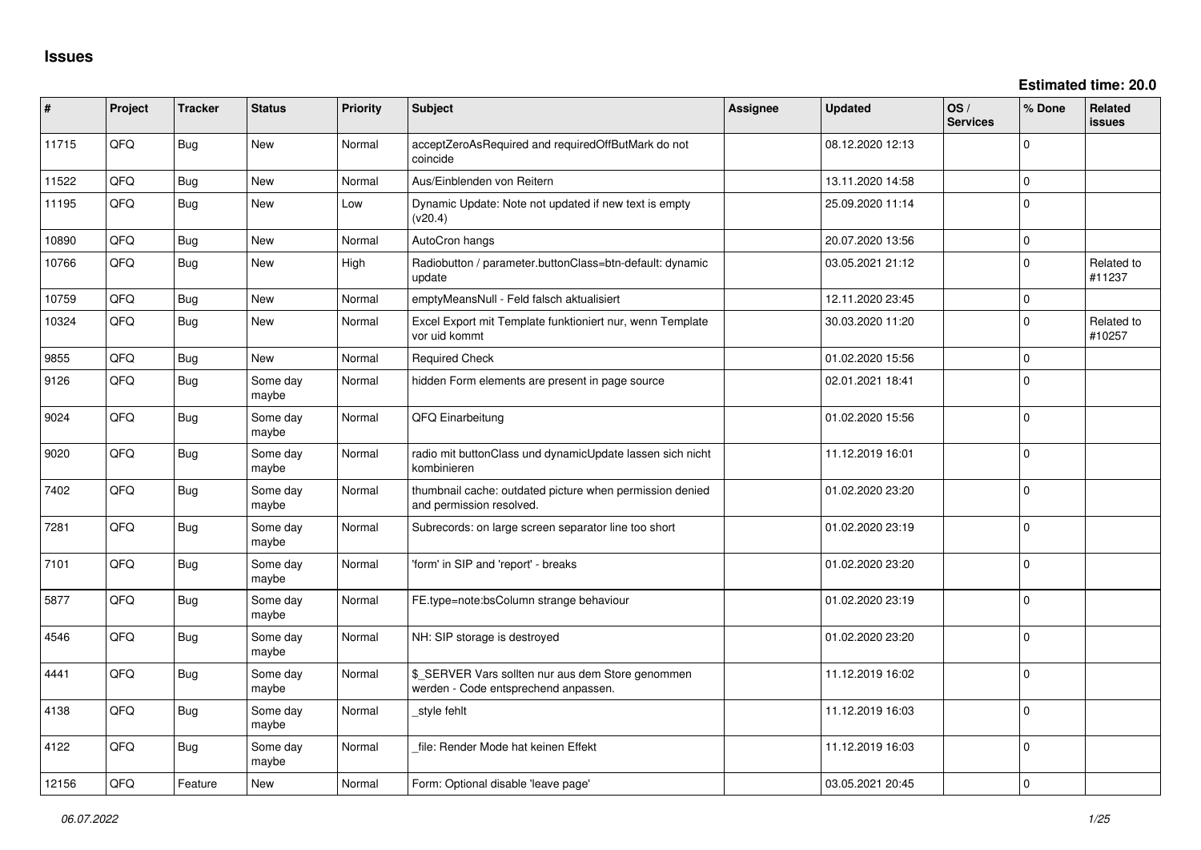# Issues

**Estimated time: 20.0**

| # | Project | Tracker | Status | Priority | Subject | Assignee | Updated | OS / Services | % Done | Related issues |
|---|---|---|---|---|---|---|---|---|---|---|
| 11715 | QFQ | Bug | New | Normal | acceptZeroAsRequired and requiredOffButMark do not coincide | | 08.12.2020 12:13 | | 0 | |
| 11522 | QFQ | Bug | New | Normal | Aus/Einblenden von Reitern | | 13.11.2020 14:58 | | 0 | |
| 11195 | QFQ | Bug | New | Low | Dynamic Update: Note not updated if new text is empty (v20.4) | | 25.09.2020 11:14 | | 0 | |
| 10890 | QFQ | Bug | New | Normal | AutoCron hangs | | 20.07.2020 13:56 | | 0 | |
| 10766 | QFQ | Bug | New | High | Radiobutton / parameter.buttonClass=btn-default: dynamic update | | 03.05.2021 21:12 | | 0 | Related to #11237 |
| 10759 | QFQ | Bug | New | Normal | emptyMeansNull - Feld falsch aktualisiert | | 12.11.2020 23:45 | | 0 | |
| 10324 | QFQ | Bug | New | Normal | Excel Export mit Template funktioniert nur, wenn Template vor uid kommt | | 30.03.2020 11:20 | | 0 | Related to #10257 |
| 9855 | QFQ | Bug | New | Normal | Required Check | | 01.02.2020 15:56 | | 0 | |
| 9126 | QFQ | Bug | Some day maybe | Normal | hidden Form elements are present in page source | | 02.01.2021 18:41 | | 0 | |
| 9024 | QFQ | Bug | Some day maybe | Normal | QFQ Einarbeitung | | 01.02.2020 15:56 | | 0 | |
| 9020 | QFQ | Bug | Some day maybe | Normal | radio mit buttonClass und dynamicUpdate lassen sich nicht kombinieren | | 11.12.2019 16:01 | | 0 | |
| 7402 | QFQ | Bug | Some day maybe | Normal | thumbnail cache: outdated picture when permission denied and permission resolved. | | 01.02.2020 23:20 | | 0 | |
| 7281 | QFQ | Bug | Some day maybe | Normal | Subrecords: on large screen separator line too short | | 01.02.2020 23:19 | | 0 | |
| 7101 | QFQ | Bug | Some day maybe | Normal | 'form' in SIP and 'report' - breaks | | 01.02.2020 23:20 | | 0 | |
| 5877 | QFQ | Bug | Some day maybe | Normal | FE.type=note:bsColumn strange behaviour | | 01.02.2020 23:19 | | 0 | |
| 4546 | QFQ | Bug | Some day maybe | Normal | NH: SIP storage is destroyed | | 01.02.2020 23:20 | | 0 | |
| 4441 | QFQ | Bug | Some day maybe | Normal | $_SERVER Vars sollten nur aus dem Store genommen werden - Code entsprechend anpassen. | | 11.12.2019 16:02 | | 0 | |
| 4138 | QFQ | Bug | Some day maybe | Normal | _style fehlt | | 11.12.2019 16:03 | | 0 | |
| 4122 | QFQ | Bug | Some day maybe | Normal | _file: Render Mode hat keinen Effekt | | 11.12.2019 16:03 | | 0 | |
| 12156 | QFQ | Feature | New | Normal | Form: Optional disable 'leave page' | | 03.05.2021 20:45 | | 0 | |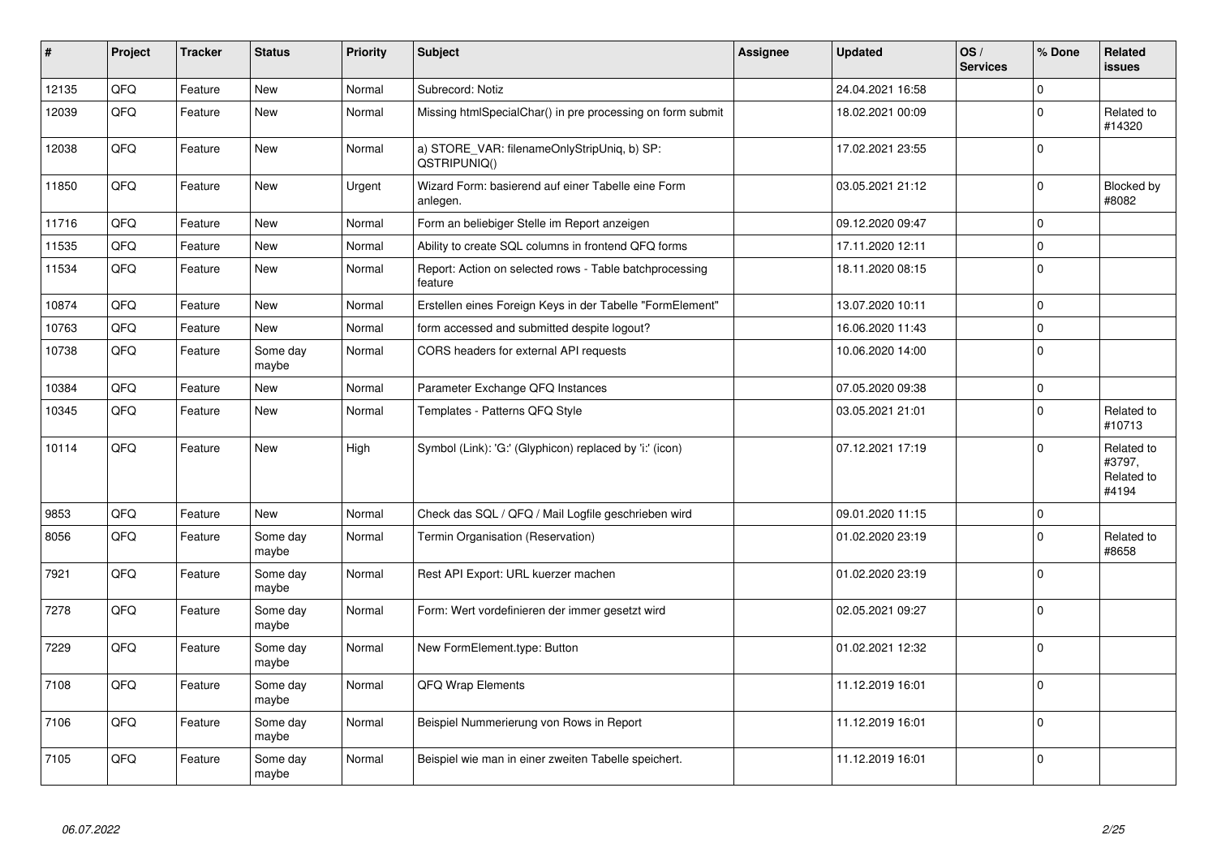| # | Project | Tracker | Status | Priority | Subject | Assignee | Updated | OS / Services | % Done | Related issues |
|---|---|---|---|---|---|---|---|---|---|---|
| 12135 | QFQ | Feature | New | Normal | Subrecord: Notiz | | 24.04.2021 16:58 | | 0 | |
| 12039 | QFQ | Feature | New | Normal | Missing htmlSpecialChar() in pre processing on form submit | | 18.02.2021 00:09 | | 0 | Related to #14320 |
| 12038 | QFQ | Feature | New | Normal | a) STORE_VAR: filenameOnlyStripUniq, b) SP: QSTRIPUNIQ() | | 17.02.2021 23:55 | | 0 | |
| 11850 | QFQ | Feature | New | Urgent | Wizard Form: basierend auf einer Tabelle eine Form anlegen. | | 03.05.2021 21:12 | | 0 | Blocked by #8082 |
| 11716 | QFQ | Feature | New | Normal | Form an beliebiger Stelle im Report anzeigen | | 09.12.2020 09:47 | | 0 | |
| 11535 | QFQ | Feature | New | Normal | Ability to create SQL columns in frontend QFQ forms | | 17.11.2020 12:11 | | 0 | |
| 11534 | QFQ | Feature | New | Normal | Report: Action on selected rows - Table batchprocessing feature | | 18.11.2020 08:15 | | 0 | |
| 10874 | QFQ | Feature | New | Normal | Erstellen eines Foreign Keys in der Tabelle "FormElement" | | 13.07.2020 10:11 | | 0 | |
| 10763 | QFQ | Feature | New | Normal | form accessed and submitted despite logout? | | 16.06.2020 11:43 | | 0 | |
| 10738 | QFQ | Feature | Some day maybe | Normal | CORS headers for external API requests | | 10.06.2020 14:00 | | 0 | |
| 10384 | QFQ | Feature | New | Normal | Parameter Exchange QFQ Instances | | 07.05.2020 09:38 | | 0 | |
| 10345 | QFQ | Feature | New | Normal | Templates - Patterns QFQ Style | | 03.05.2021 21:01 | | 0 | Related to #10713 |
| 10114 | QFQ | Feature | New | High | Symbol (Link): 'G:' (Glyphicon) replaced by 'i:' (icon) | | 07.12.2021 17:19 | | 0 | Related to #3797, Related to #4194 |
| 9853 | QFQ | Feature | New | Normal | Check das SQL / QFQ / Mail Logfile geschrieben wird | | 09.01.2020 11:15 | | 0 | |
| 8056 | QFQ | Feature | Some day maybe | Normal | Termin Organisation (Reservation) | | 01.02.2020 23:19 | | 0 | Related to #8658 |
| 7921 | QFQ | Feature | Some day maybe | Normal | Rest API Export: URL kuerzer machen | | 01.02.2020 23:19 | | 0 | |
| 7278 | QFQ | Feature | Some day maybe | Normal | Form: Wert vordefinieren der immer gesetzt wird | | 02.05.2021 09:27 | | 0 | |
| 7229 | QFQ | Feature | Some day maybe | Normal | New FormElement.type: Button | | 01.02.2021 12:32 | | 0 | |
| 7108 | QFQ | Feature | Some day maybe | Normal | QFQ Wrap Elements | | 11.12.2019 16:01 | | 0 | |
| 7106 | QFQ | Feature | Some day maybe | Normal | Beispiel Nummerierung von Rows in Report | | 11.12.2019 16:01 | | 0 | |
| 7105 | QFQ | Feature | Some day maybe | Normal | Beispiel wie man in einer zweiten Tabelle speichert. | | 11.12.2019 16:01 | | 0 | |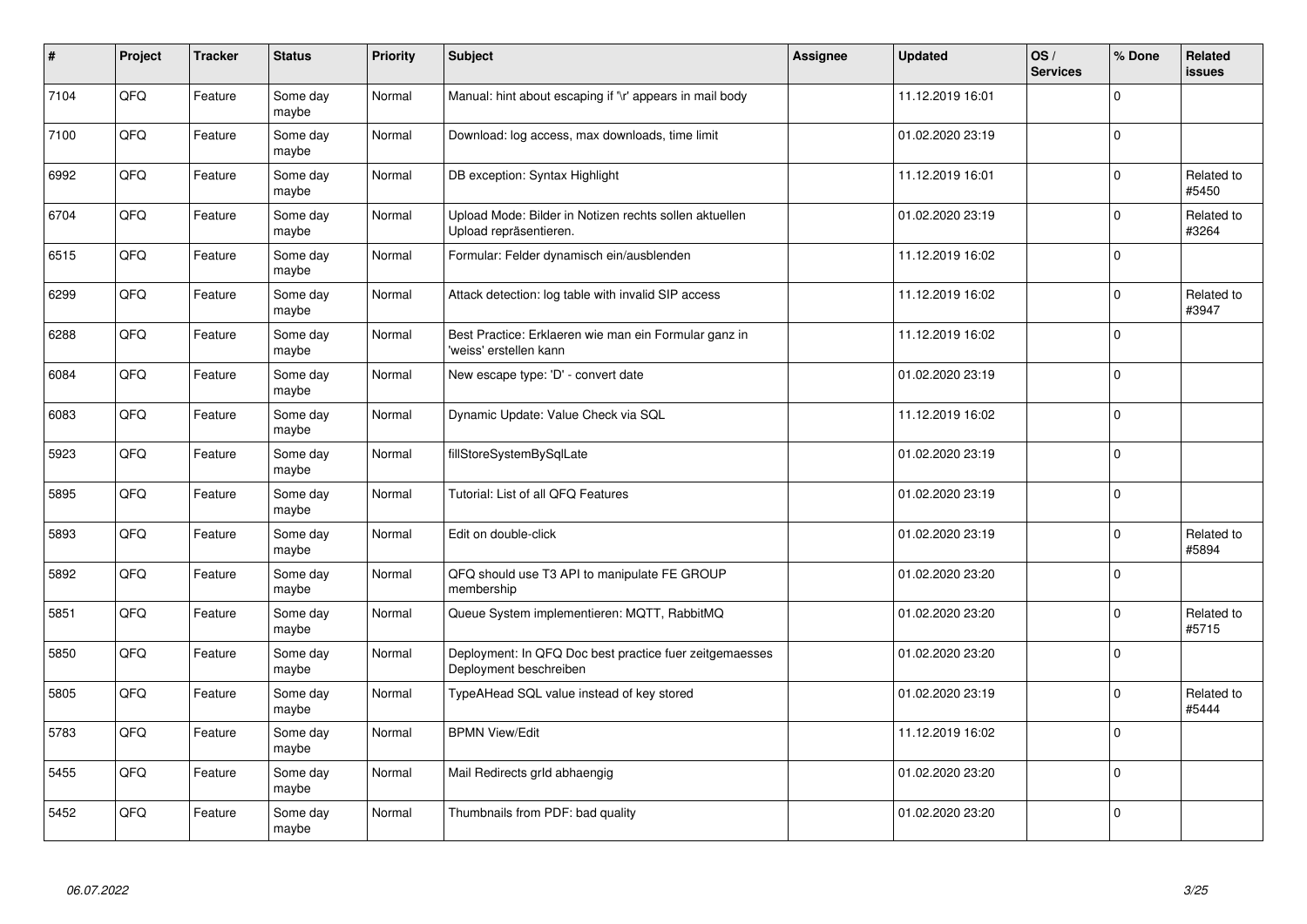| # | Project | Tracker | Status | Priority | Subject | Assignee | Updated | OS / Services | % Done | Related issues |
|---|---|---|---|---|---|---|---|---|---|---|
| 7104 | QFQ | Feature | Some day maybe | Normal | Manual: hint about escaping if '\r' appears in mail body | | 11.12.2019 16:01 | | 0 | |
| 7100 | QFQ | Feature | Some day maybe | Normal | Download: log access, max downloads, time limit | | 01.02.2020 23:19 | | 0 | |
| 6992 | QFQ | Feature | Some day maybe | Normal | DB exception: Syntax Highlight | | 11.12.2019 16:01 | | 0 | Related to #5450 |
| 6704 | QFQ | Feature | Some day maybe | Normal | Upload Mode: Bilder in Notizen rechts sollen aktuellen Upload repräsentieren. | | 01.02.2020 23:19 | | 0 | Related to #3264 |
| 6515 | QFQ | Feature | Some day maybe | Normal | Formular: Felder dynamisch ein/ausblenden | | 11.12.2019 16:02 | | 0 | |
| 6299 | QFQ | Feature | Some day maybe | Normal | Attack detection: log table with invalid SIP access | | 11.12.2019 16:02 | | 0 | Related to #3947 |
| 6288 | QFQ | Feature | Some day maybe | Normal | Best Practice: Erklaeren wie man ein Formular ganz in 'weiss' erstellen kann | | 11.12.2019 16:02 | | 0 | |
| 6084 | QFQ | Feature | Some day maybe | Normal | New escape type: 'D' - convert date | | 01.02.2020 23:19 | | 0 | |
| 6083 | QFQ | Feature | Some day maybe | Normal | Dynamic Update: Value Check via SQL | | 11.12.2019 16:02 | | 0 | |
| 5923 | QFQ | Feature | Some day maybe | Normal | fillStoreSystemBySqlLate | | 01.02.2020 23:19 | | 0 | |
| 5895 | QFQ | Feature | Some day maybe | Normal | Tutorial: List of all QFQ Features | | 01.02.2020 23:19 | | 0 | |
| 5893 | QFQ | Feature | Some day maybe | Normal | Edit on double-click | | 01.02.2020 23:19 | | 0 | Related to #5894 |
| 5892 | QFQ | Feature | Some day maybe | Normal | QFQ should use T3 API to manipulate FE GROUP membership | | 01.02.2020 23:20 | | 0 | |
| 5851 | QFQ | Feature | Some day maybe | Normal | Queue System implementieren: MQTT, RabbitMQ | | 01.02.2020 23:20 | | 0 | Related to #5715 |
| 5850 | QFQ | Feature | Some day maybe | Normal | Deployment: In QFQ Doc best practice fuer zeitgemaesses Deployment beschreiben | | 01.02.2020 23:20 | | 0 | |
| 5805 | QFQ | Feature | Some day maybe | Normal | TypeAHead SQL value instead of key stored | | 01.02.2020 23:19 | | 0 | Related to #5444 |
| 5783 | QFQ | Feature | Some day maybe | Normal | BPMN View/Edit | | 11.12.2019 16:02 | | 0 | |
| 5455 | QFQ | Feature | Some day maybe | Normal | Mail Redirects grId abhaengig | | 01.02.2020 23:20 | | 0 | |
| 5452 | QFQ | Feature | Some day maybe | Normal | Thumbnails from PDF: bad quality | | 01.02.2020 23:20 | | 0 | |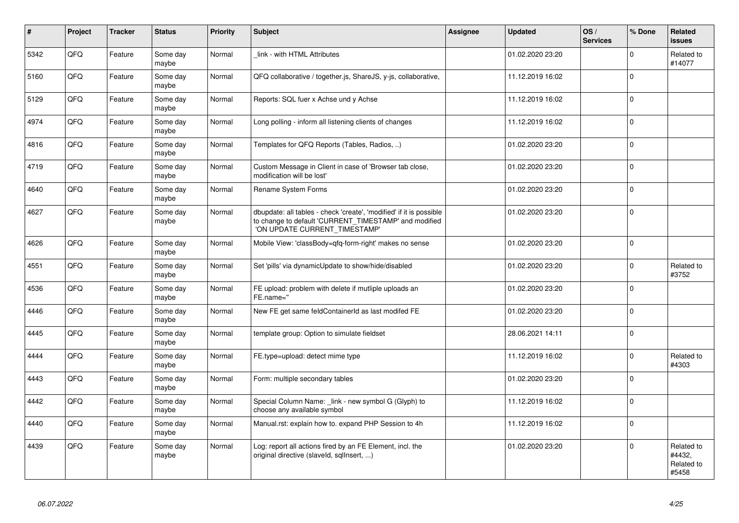| # | Project | Tracker | Status | Priority | Subject | Assignee | Updated | OS / Services | % Done | Related issues |
|---|---|---|---|---|---|---|---|---|---|---|
| 5342 | QFQ | Feature | Some day maybe | Normal | _link - with HTML Attributes | | 01.02.2020 23:20 | | 0 | Related to #14077 |
| 5160 | QFQ | Feature | Some day maybe | Normal | QFQ collaborative / together.js, ShareJS, y-js, collaborative, | | 11.12.2019 16:02 | | 0 | |
| 5129 | QFQ | Feature | Some day maybe | Normal | Reports: SQL fuer x Achse und y Achse | | 11.12.2019 16:02 | | 0 | |
| 4974 | QFQ | Feature | Some day maybe | Normal | Long polling - inform all listening clients of changes | | 11.12.2019 16:02 | | 0 | |
| 4816 | QFQ | Feature | Some day maybe | Normal | Templates for QFQ Reports (Tables, Radios, ..) | | 01.02.2020 23:20 | | 0 | |
| 4719 | QFQ | Feature | Some day maybe | Normal | Custom Message in Client in case of 'Browser tab close, modification will be lost' | | 01.02.2020 23:20 | | 0 | |
| 4640 | QFQ | Feature | Some day maybe | Normal | Rename System Forms | | 01.02.2020 23:20 | | 0 | |
| 4627 | QFQ | Feature | Some day maybe | Normal | dbupdate: all tables - check 'create', 'modified' if it is possible to change to default 'CURRENT_TIMESTAMP' and modified 'ON UPDATE CURRENT_TIMESTAMP' | | 01.02.2020 23:20 | | 0 | |
| 4626 | QFQ | Feature | Some day maybe | Normal | Mobile View: 'classBody=qfq-form-right' makes no sense | | 01.02.2020 23:20 | | 0 | |
| 4551 | QFQ | Feature | Some day maybe | Normal | Set 'pills' via dynamicUpdate to show/hide/disabled | | 01.02.2020 23:20 | | 0 | Related to #3752 |
| 4536 | QFQ | Feature | Some day maybe | Normal | FE upload: problem with delete if mutliple uploads an FE.name='' | | 01.02.2020 23:20 | | 0 | |
| 4446 | QFQ | Feature | Some day maybe | Normal | New FE get same feldContainerId as last modifed FE | | 01.02.2020 23:20 | | 0 | |
| 4445 | QFQ | Feature | Some day maybe | Normal | template group: Option to simulate fieldset | | 28.06.2021 14:11 | | 0 | |
| 4444 | QFQ | Feature | Some day maybe | Normal | FE.type=upload: detect mime type | | 11.12.2019 16:02 | | 0 | Related to #4303 |
| 4443 | QFQ | Feature | Some day maybe | Normal | Form: multiple secondary tables | | 01.02.2020 23:20 | | 0 | |
| 4442 | QFQ | Feature | Some day maybe | Normal | Special Column Name: _link - new symbol G (Glyph) to choose any available symbol | | 11.12.2019 16:02 | | 0 | |
| 4440 | QFQ | Feature | Some day maybe | Normal | Manual.rst: explain how to. expand PHP Session to 4h | | 11.12.2019 16:02 | | 0 | |
| 4439 | QFQ | Feature | Some day maybe | Normal | Log: report all actions fired by an FE Element, incl. the original directive (slaveId, sqlInsert, ...) | | 01.02.2020 23:20 | | 0 | Related to #4432, Related to #5458 |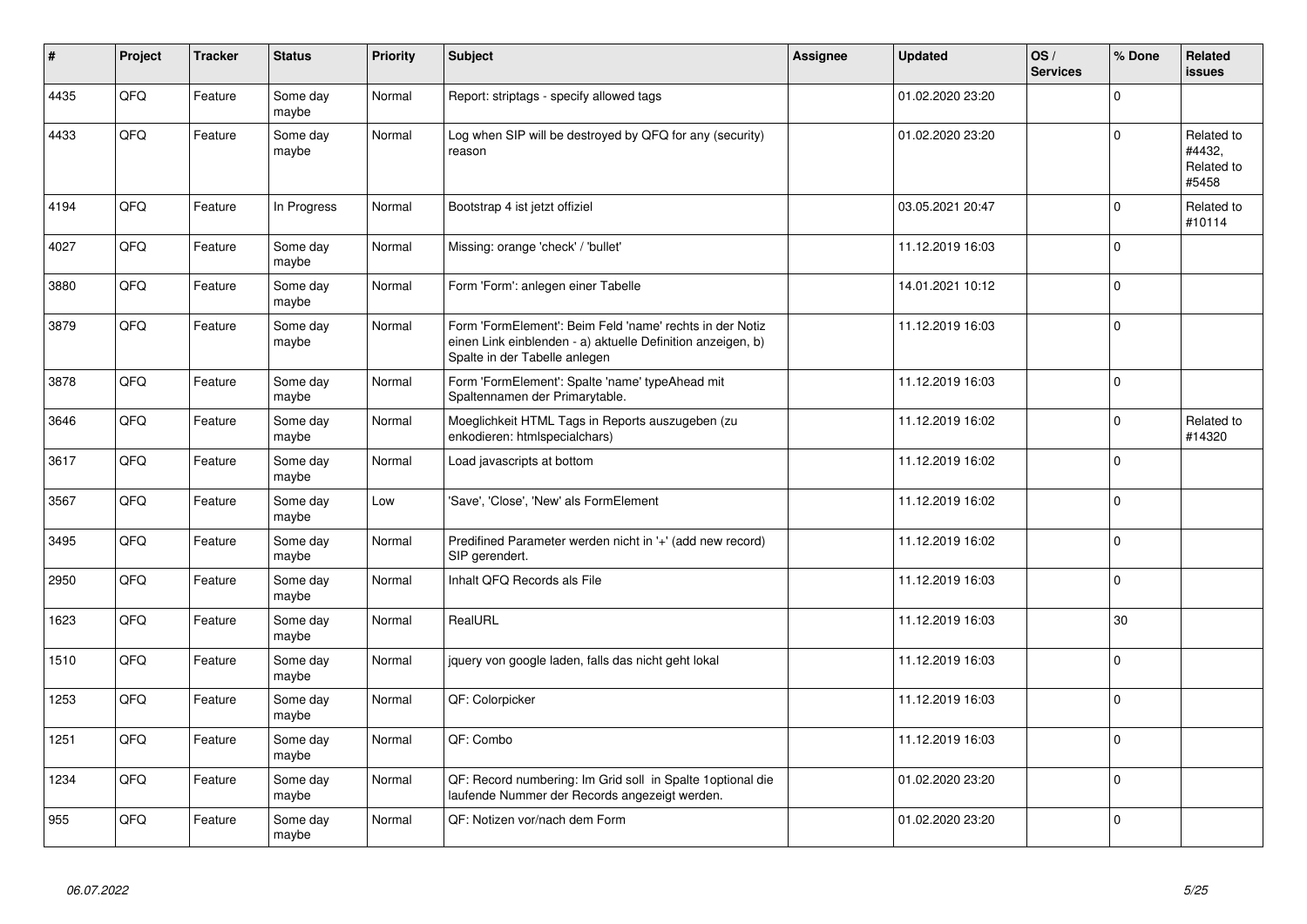| # | Project | Tracker | Status | Priority | Subject | Assignee | Updated | OS / Services | % Done | Related issues |
|---|---|---|---|---|---|---|---|---|---|---|
| 4435 | QFQ | Feature | Some day maybe | Normal | Report: striptags - specify allowed tags | | 01.02.2020 23:20 | | 0 | |
| 4433 | QFQ | Feature | Some day maybe | Normal | Log when SIP will be destroyed by QFQ for any (security) reason | | 01.02.2020 23:20 | | 0 | Related to #4432, Related to #5458 |
| 4194 | QFQ | Feature | In Progress | Normal | Bootstrap 4 ist jetzt offiziel | | 03.05.2021 20:47 | | 0 | Related to #10114 |
| 4027 | QFQ | Feature | Some day maybe | Normal | Missing: orange 'check' / 'bullet' | | 11.12.2019 16:03 | | 0 | |
| 3880 | QFQ | Feature | Some day maybe | Normal | Form 'Form': anlegen einer Tabelle | | 14.01.2021 10:12 | | 0 | |
| 3879 | QFQ | Feature | Some day maybe | Normal | Form 'FormElement': Beim Feld 'name' rechts in der Notiz einen Link einblenden - a) aktuelle Definition anzeigen, b) Spalte in der Tabelle anlegen | | 11.12.2019 16:03 | | 0 | |
| 3878 | QFQ | Feature | Some day maybe | Normal | Form 'FormElement': Spalte 'name' typeAhead mit Spaltennamen der Primarytable. | | 11.12.2019 16:03 | | 0 | |
| 3646 | QFQ | Feature | Some day maybe | Normal | Moeglichkeit HTML Tags in Reports auszugeben (zu enkodieren: htmlspecialchars) | | 11.12.2019 16:02 | | 0 | Related to #14320 |
| 3617 | QFQ | Feature | Some day maybe | Normal | Load javascripts at bottom | | 11.12.2019 16:02 | | 0 | |
| 3567 | QFQ | Feature | Some day maybe | Low | 'Save', 'Close', 'New' als FormElement | | 11.12.2019 16:02 | | 0 | |
| 3495 | QFQ | Feature | Some day maybe | Normal | Predifined Parameter werden nicht in '+' (add new record) SIP gerendert. | | 11.12.2019 16:02 | | 0 | |
| 2950 | QFQ | Feature | Some day maybe | Normal | Inhalt QFQ Records als File | | 11.12.2019 16:03 | | 0 | |
| 1623 | QFQ | Feature | Some day maybe | Normal | RealURL | | 11.12.2019 16:03 | | 30 | |
| 1510 | QFQ | Feature | Some day maybe | Normal | jquery von google laden, falls das nicht geht lokal | | 11.12.2019 16:03 | | 0 | |
| 1253 | QFQ | Feature | Some day maybe | Normal | QF: Colorpicker | | 11.12.2019 16:03 | | 0 | |
| 1251 | QFQ | Feature | Some day maybe | Normal | QF: Combo | | 11.12.2019 16:03 | | 0 | |
| 1234 | QFQ | Feature | Some day maybe | Normal | QF: Record numbering: Im Grid soll in Spalte 1optional die laufende Nummer der Records angezeigt werden. | | 01.02.2020 23:20 | | 0 | |
| 955 | QFQ | Feature | Some day maybe | Normal | QF: Notizen vor/nach dem Form | | 01.02.2020 23:20 | | 0 | |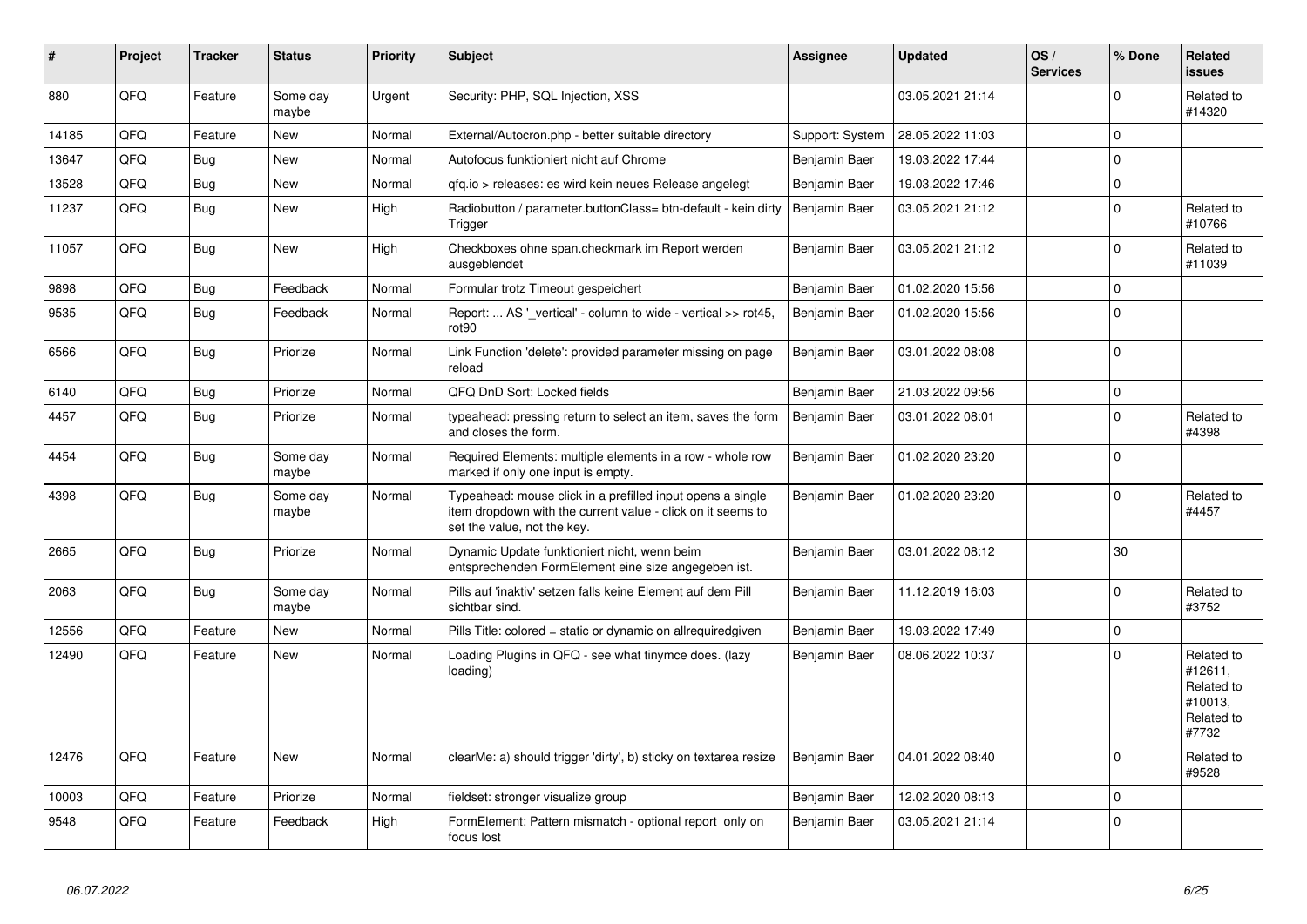| # | Project | Tracker | Status | Priority | Subject | Assignee | Updated | OS / Services | % Done | Related issues |
|---|---|---|---|---|---|---|---|---|---|---|
| 880 | QFQ | Feature | Some day maybe | Urgent | Security: PHP, SQL Injection, XSS | | 03.05.2021 21:14 | | 0 | Related to #14320 |
| 14185 | QFQ | Feature | New | Normal | External/Autocron.php - better suitable directory | Support: System | 28.05.2022 11:03 | | 0 | |
| 13647 | QFQ | Bug | New | Normal | Autofocus funktioniert nicht auf Chrome | Benjamin Baer | 19.03.2022 17:44 | | 0 | |
| 13528 | QFQ | Bug | New | Normal | qfq.io > releases: es wird kein neues Release angelegt | Benjamin Baer | 19.03.2022 17:46 | | 0 | |
| 11237 | QFQ | Bug | New | High | Radiobutton / parameter.buttonClass= btn-default - kein dirty Trigger | Benjamin Baer | 03.05.2021 21:12 | | 0 | Related to #10766 |
| 11057 | QFQ | Bug | New | High | Checkboxes ohne span.checkmark im Report werden ausgeblendet | Benjamin Baer | 03.05.2021 21:12 | | 0 | Related to #11039 |
| 9898 | QFQ | Bug | Feedback | Normal | Formular trotz Timeout gespeichert | Benjamin Baer | 01.02.2020 15:56 | | 0 | |
| 9535 | QFQ | Bug | Feedback | Normal | Report: ... AS '_vertical' - column to wide - vertical >> rot45, rot90 | Benjamin Baer | 01.02.2020 15:56 | | 0 | |
| 6566 | QFQ | Bug | Priorize | Normal | Link Function 'delete': provided parameter missing on page reload | Benjamin Baer | 03.01.2022 08:08 | | 0 | |
| 6140 | QFQ | Bug | Priorize | Normal | QFQ DnD Sort: Locked fields | Benjamin Baer | 21.03.2022 09:56 | | 0 | |
| 4457 | QFQ | Bug | Priorize | Normal | typeahead: pressing return to select an item, saves the form and closes the form. | Benjamin Baer | 03.01.2022 08:01 | | 0 | Related to #4398 |
| 4454 | QFQ | Bug | Some day maybe | Normal | Required Elements: multiple elements in a row - whole row marked if only one input is empty. | Benjamin Baer | 01.02.2020 23:20 | | 0 | |
| 4398 | QFQ | Bug | Some day maybe | Normal | Typeahead: mouse click in a prefilled input opens a single item dropdown with the current value - click on it seems to set the value, not the key. | Benjamin Baer | 01.02.2020 23:20 | | 0 | Related to #4457 |
| 2665 | QFQ | Bug | Priorize | Normal | Dynamic Update funktioniert nicht, wenn beim entsprechenden FormElement eine size angegeben ist. | Benjamin Baer | 03.01.2022 08:12 | | 30 | |
| 2063 | QFQ | Bug | Some day maybe | Normal | Pills auf 'inaktiv' setzen falls keine Element auf dem Pill sichtbar sind. | Benjamin Baer | 11.12.2019 16:03 | | 0 | Related to #3752 |
| 12556 | QFQ | Feature | New | Normal | Pills Title: colored = static or dynamic on allrequiredgiven | Benjamin Baer | 19.03.2022 17:49 | | 0 | |
| 12490 | QFQ | Feature | New | Normal | Loading Plugins in QFQ - see what tinymce does. (lazy loading) | Benjamin Baer | 08.06.2022 10:37 | | 0 | Related to #12611, Related to #10013, Related to #7732 |
| 12476 | QFQ | Feature | New | Normal | clearMe: a) should trigger 'dirty', b) sticky on textarea resize | Benjamin Baer | 04.01.2022 08:40 | | 0 | Related to #9528 |
| 10003 | QFQ | Feature | Priorize | Normal | fieldset: stronger visualize group | Benjamin Baer | 12.02.2020 08:13 | | 0 | |
| 9548 | QFQ | Feature | Feedback | High | FormElement: Pattern mismatch - optional report only on focus lost | Benjamin Baer | 03.05.2021 21:14 | | 0 | |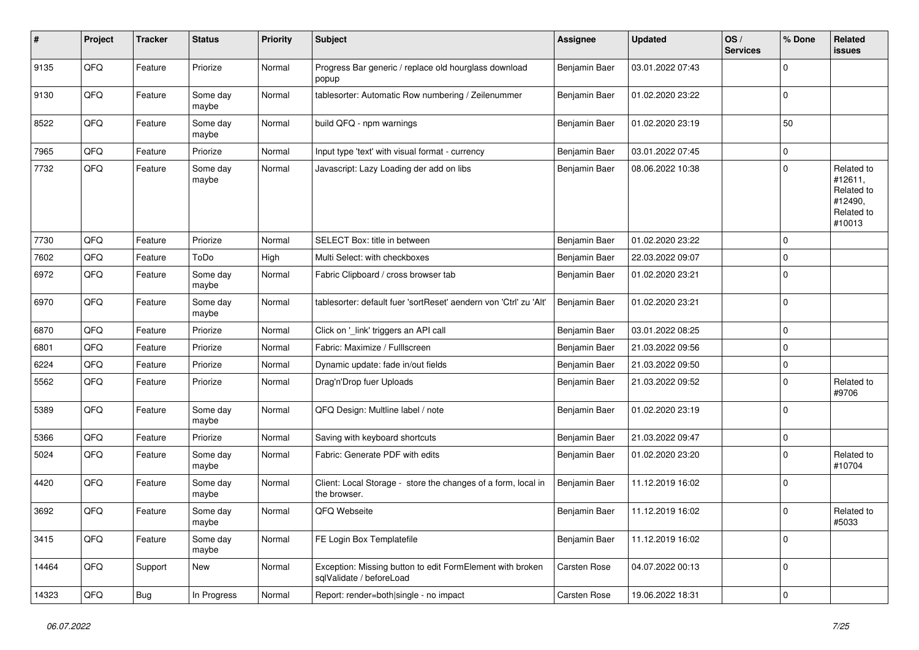| # | Project | Tracker | Status | Priority | Subject | Assignee | Updated | OS / Services | % Done | Related issues |
|---|---|---|---|---|---|---|---|---|---|---|
| 9135 | QFQ | Feature | Priorize | Normal | Progress Bar generic / replace old hourglass download popup | Benjamin Baer | 03.01.2022 07:43 | | 0 | |
| 9130 | QFQ | Feature | Some day maybe | Normal | tablesorter: Automatic Row numbering / Zeilenummer | Benjamin Baer | 01.02.2020 23:22 | | 0 | |
| 8522 | QFQ | Feature | Some day maybe | Normal | build QFQ - npm warnings | Benjamin Baer | 01.02.2020 23:19 | | 50 | |
| 7965 | QFQ | Feature | Priorize | Normal | Input type 'text' with visual format - currency | Benjamin Baer | 03.01.2022 07:45 | | 0 | |
| 7732 | QFQ | Feature | Some day maybe | Normal | Javascript: Lazy Loading der add on libs | Benjamin Baer | 08.06.2022 10:38 | | 0 | Related to #12611, Related to #12490, Related to #10013 |
| 7730 | QFQ | Feature | Priorize | Normal | SELECT Box: title in between | Benjamin Baer | 01.02.2020 23:22 | | 0 | |
| 7602 | QFQ | Feature | ToDo | High | Multi Select: with checkboxes | Benjamin Baer | 22.03.2022 09:07 | | 0 | |
| 6972 | QFQ | Feature | Some day maybe | Normal | Fabric Clipboard / cross browser tab | Benjamin Baer | 01.02.2020 23:21 | | 0 | |
| 6970 | QFQ | Feature | Some day maybe | Normal | tablesorter: default fuer 'sortReset' aendern von 'Ctrl' zu 'Alt' | Benjamin Baer | 01.02.2020 23:21 | | 0 | |
| 6870 | QFQ | Feature | Priorize | Normal | Click on '_link' triggers an API call | Benjamin Baer | 03.01.2022 08:25 | | 0 | |
| 6801 | QFQ | Feature | Priorize | Normal | Fabric: Maximize / FullIscreen | Benjamin Baer | 21.03.2022 09:56 | | 0 | |
| 6224 | QFQ | Feature | Priorize | Normal | Dynamic update: fade in/out fields | Benjamin Baer | 21.03.2022 09:50 | | 0 | |
| 5562 | QFQ | Feature | Priorize | Normal | Drag'n'Drop fuer Uploads | Benjamin Baer | 21.03.2022 09:52 | | 0 | Related to #9706 |
| 5389 | QFQ | Feature | Some day maybe | Normal | QFQ Design: Multline label / note | Benjamin Baer | 01.02.2020 23:19 | | 0 | |
| 5366 | QFQ | Feature | Priorize | Normal | Saving with keyboard shortcuts | Benjamin Baer | 21.03.2022 09:47 | | 0 | |
| 5024 | QFQ | Feature | Some day maybe | Normal | Fabric: Generate PDF with edits | Benjamin Baer | 01.02.2020 23:20 | | 0 | Related to #10704 |
| 4420 | QFQ | Feature | Some day maybe | Normal | Client: Local Storage - store the changes of a form, local in the browser. | Benjamin Baer | 11.12.2019 16:02 | | 0 | |
| 3692 | QFQ | Feature | Some day maybe | Normal | QFQ Webseite | Benjamin Baer | 11.12.2019 16:02 | | 0 | Related to #5033 |
| 3415 | QFQ | Feature | Some day maybe | Normal | FE Login Box Templatefile | Benjamin Baer | 11.12.2019 16:02 | | 0 | |
| 14464 | QFQ | Support | New | Normal | Exception: Missing button to edit FormElement with broken sqlValidate / beforeLoad | Carsten Rose | 04.07.2022 00:13 | | 0 | |
| 14323 | QFQ | Bug | In Progress | Normal | Report: render=both\|single - no impact | Carsten Rose | 19.06.2022 18:31 | | 0 | |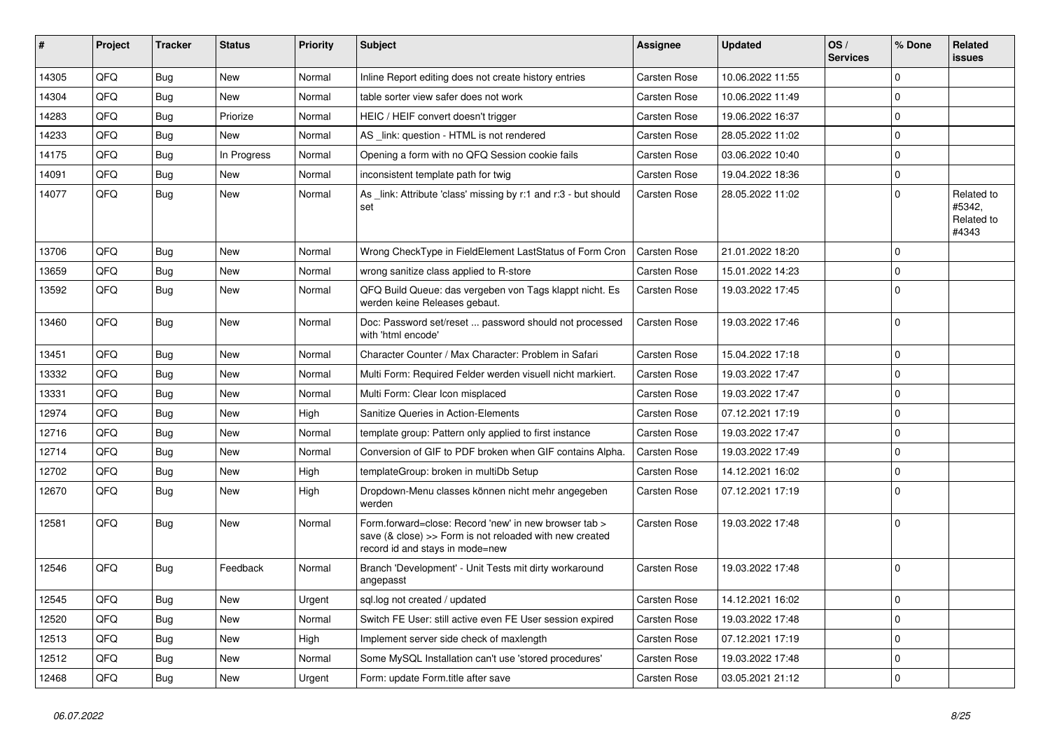| # | Project | Tracker | Status | Priority | Subject | Assignee | Updated | OS / Services | % Done | Related issues |
|---|---|---|---|---|---|---|---|---|---|---|
| 14305 | QFQ | Bug | New | Normal | Inline Report editing does not create history entries | Carsten Rose | 10.06.2022 11:55 | | 0 | |
| 14304 | QFQ | Bug | New | Normal | table sorter view safer does not work | Carsten Rose | 10.06.2022 11:49 | | 0 | |
| 14283 | QFQ | Bug | Priorize | Normal | HEIC / HEIF convert doesn't trigger | Carsten Rose | 19.06.2022 16:37 | | 0 | |
| 14233 | QFQ | Bug | New | Normal | AS _link: question - HTML is not rendered | Carsten Rose | 28.05.2022 11:02 | | 0 | |
| 14175 | QFQ | Bug | In Progress | Normal | Opening a form with no QFQ Session cookie fails | Carsten Rose | 03.06.2022 10:40 | | 0 | |
| 14091 | QFQ | Bug | New | Normal | inconsistent template path for twig | Carsten Rose | 19.04.2022 18:36 | | 0 | |
| 14077 | QFQ | Bug | New | Normal | As _link: Attribute 'class' missing by r:1 and r:3 - but should set | Carsten Rose | 28.05.2022 11:02 | | 0 | Related to #5342, Related to #4343 |
| 13706 | QFQ | Bug | New | Normal | Wrong CheckType in FieldElement LastStatus of Form Cron | Carsten Rose | 21.01.2022 18:20 | | 0 | |
| 13659 | QFQ | Bug | New | Normal | wrong sanitize class applied to R-store | Carsten Rose | 15.01.2022 14:23 | | 0 | |
| 13592 | QFQ | Bug | New | Normal | QFQ Build Queue: das vergeben von Tags klappt nicht. Es werden keine Releases gebaut. | Carsten Rose | 19.03.2022 17:45 | | 0 | |
| 13460 | QFQ | Bug | New | Normal | Doc: Password set/reset ... password should not processed with 'html encode' | Carsten Rose | 19.03.2022 17:46 | | 0 | |
| 13451 | QFQ | Bug | New | Normal | Character Counter / Max Character: Problem in Safari | Carsten Rose | 15.04.2022 17:18 | | 0 | |
| 13332 | QFQ | Bug | New | Normal | Multi Form: Required Felder werden visuell nicht markiert. | Carsten Rose | 19.03.2022 17:47 | | 0 | |
| 13331 | QFQ | Bug | New | Normal | Multi Form: Clear Icon misplaced | Carsten Rose | 19.03.2022 17:47 | | 0 | |
| 12974 | QFQ | Bug | New | High | Sanitize Queries in Action-Elements | Carsten Rose | 07.12.2021 17:19 | | 0 | |
| 12716 | QFQ | Bug | New | Normal | template group: Pattern only applied to first instance | Carsten Rose | 19.03.2022 17:47 | | 0 | |
| 12714 | QFQ | Bug | New | Normal | Conversion of GIF to PDF broken when GIF contains Alpha. | Carsten Rose | 19.03.2022 17:49 | | 0 | |
| 12702 | QFQ | Bug | New | High | templateGroup: broken in multiDb Setup | Carsten Rose | 14.12.2021 16:02 | | 0 | |
| 12670 | QFQ | Bug | New | High | Dropdown-Menu classes können nicht mehr angegeben werden | Carsten Rose | 07.12.2021 17:19 | | 0 | |
| 12581 | QFQ | Bug | New | Normal | Form.forward=close: Record 'new' in new browser tab > save (& close) >> Form is not reloaded with new created record id and stays in mode=new | Carsten Rose | 19.03.2022 17:48 | | 0 | |
| 12546 | QFQ | Bug | Feedback | Normal | Branch 'Development' - Unit Tests mit dirty workaround angepasst | Carsten Rose | 19.03.2022 17:48 | | 0 | |
| 12545 | QFQ | Bug | New | Urgent | sql.log not created / updated | Carsten Rose | 14.12.2021 16:02 | | 0 | |
| 12520 | QFQ | Bug | New | Normal | Switch FE User: still active even FE User session expired | Carsten Rose | 19.03.2022 17:48 | | 0 | |
| 12513 | QFQ | Bug | New | High | Implement server side check of maxlength | Carsten Rose | 07.12.2021 17:19 | | 0 | |
| 12512 | QFQ | Bug | New | Normal | Some MySQL Installation can't use 'stored procedures' | Carsten Rose | 19.03.2022 17:48 | | 0 | |
| 12468 | QFQ | Bug | New | Urgent | Form: update Form.title after save | Carsten Rose | 03.05.2021 21:12 | | 0 | |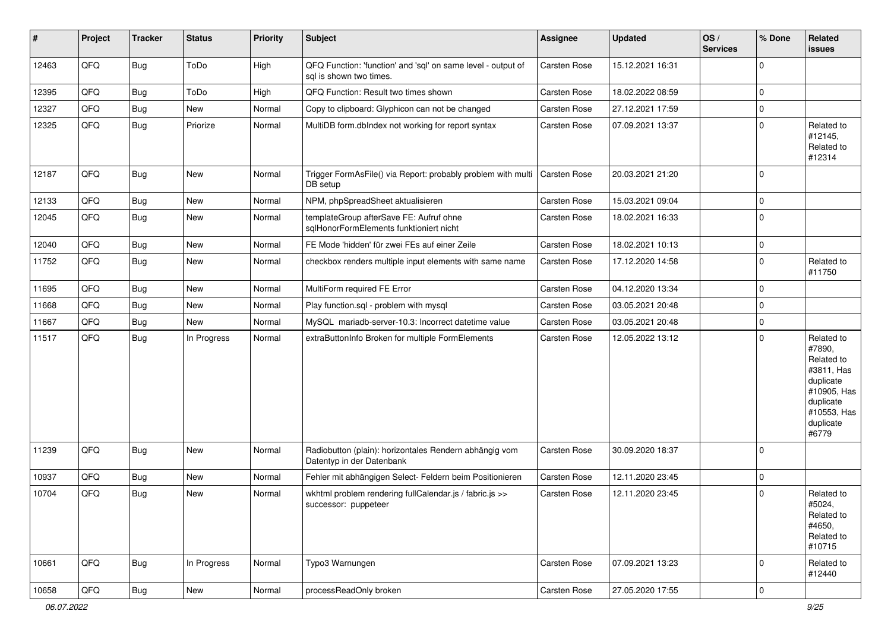| # | Project | Tracker | Status | Priority | Subject | Assignee | Updated | OS / Services | % Done | Related issues |
|---|---|---|---|---|---|---|---|---|---|---|
| 12463 | QFQ | Bug | ToDo | High | QFQ Function: 'function' and 'sql' on same level - output of sql is shown two times. | Carsten Rose | 15.12.2021 16:31 | | 0 | |
| 12395 | QFQ | Bug | ToDo | High | QFQ Function: Result two times shown | Carsten Rose | 18.02.2022 08:59 | | 0 | |
| 12327 | QFQ | Bug | New | Normal | Copy to clipboard: Glyphicon can not be changed | Carsten Rose | 27.12.2021 17:59 | | 0 | |
| 12325 | QFQ | Bug | Priorize | Normal | MultiDB form.dbIndex not working for report syntax | Carsten Rose | 07.09.2021 13:37 | | 0 | Related to #12145, Related to #12314 |
| 12187 | QFQ | Bug | New | Normal | Trigger FormAsFile() via Report: probably problem with multi DB setup | Carsten Rose | 20.03.2021 21:20 | | 0 | |
| 12133 | QFQ | Bug | New | Normal | NPM, phpSpreadSheet aktualisieren | Carsten Rose | 15.03.2021 09:04 | | 0 | |
| 12045 | QFQ | Bug | New | Normal | templateGroup afterSave FE: Aufruf ohne sqlHonorFormElements funktioniert nicht | Carsten Rose | 18.02.2021 16:33 | | 0 | |
| 12040 | QFQ | Bug | New | Normal | FE Mode 'hidden' für zwei FEs auf einer Zeile | Carsten Rose | 18.02.2021 10:13 | | 0 | |
| 11752 | QFQ | Bug | New | Normal | checkbox renders multiple input elements with same name | Carsten Rose | 17.12.2020 14:58 | | 0 | Related to #11750 |
| 11695 | QFQ | Bug | New | Normal | MultiForm required FE Error | Carsten Rose | 04.12.2020 13:34 | | 0 | |
| 11668 | QFQ | Bug | New | Normal | Play function.sql - problem with mysql | Carsten Rose | 03.05.2021 20:48 | | 0 | |
| 11667 | QFQ | Bug | New | Normal | MySQL mariadb-server-10.3: Incorrect datetime value | Carsten Rose | 03.05.2021 20:48 | | 0 | |
| 11517 | QFQ | Bug | In Progress | Normal | extraButtonInfo Broken for multiple FormElements | Carsten Rose | 12.05.2022 13:12 | | 0 | Related to #7890, Related to #3811, Has duplicate #10905, Has duplicate #10553, Has duplicate #6779 |
| 11239 | QFQ | Bug | New | Normal | Radiobutton (plain): horizontales Rendern abhängig vom Datentyp in der Datenbank | Carsten Rose | 30.09.2020 18:37 | | 0 | |
| 10937 | QFQ | Bug | New | Normal | Fehler mit abhängigen Select- Feldern beim Positionieren | Carsten Rose | 12.11.2020 23:45 | | 0 | |
| 10704 | QFQ | Bug | New | Normal | wkhtml problem rendering fullCalendar.js / fabric.js >> successor: puppeteer | Carsten Rose | 12.11.2020 23:45 | | 0 | Related to #5024, Related to #4650, Related to #10715 |
| 10661 | QFQ | Bug | In Progress | Normal | Typo3 Warnungen | Carsten Rose | 07.09.2021 13:23 | | 0 | Related to #12440 |
| 10658 | QFQ | Bug | New | Normal | processReadOnly broken | Carsten Rose | 27.05.2020 17:55 | | 0 | |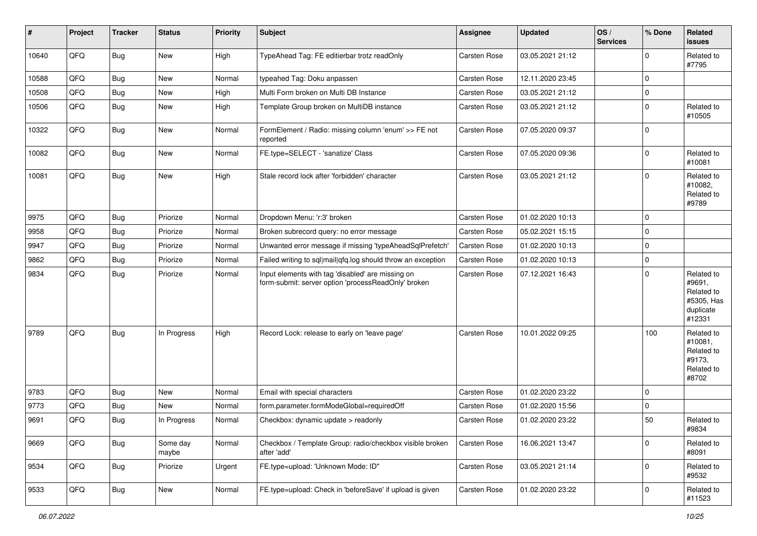| # | Project | Tracker | Status | Priority | Subject | Assignee | Updated | OS / Services | % Done | Related issues |
|---|---|---|---|---|---|---|---|---|---|---|
| 10640 | QFQ | Bug | New | High | TypeAhead Tag: FE editierbar trotz readOnly | Carsten Rose | 03.05.2021 21:12 | | 0 | Related to #7795 |
| 10588 | QFQ | Bug | New | Normal | typeahed Tag: Doku anpassen | Carsten Rose | 12.11.2020 23:45 | | 0 | |
| 10508 | QFQ | Bug | New | High | Multi Form broken on Multi DB Instance | Carsten Rose | 03.05.2021 21:12 | | 0 | |
| 10506 | QFQ | Bug | New | High | Template Group broken on MultiDB instance | Carsten Rose | 03.05.2021 21:12 | | 0 | Related to #10505 |
| 10322 | QFQ | Bug | New | Normal | FormElement / Radio: missing column 'enum' >> FE not reported | Carsten Rose | 07.05.2020 09:37 | | 0 | |
| 10082 | QFQ | Bug | New | Normal | FE.type=SELECT - 'sanatize' Class | Carsten Rose | 07.05.2020 09:36 | | 0 | Related to #10081 |
| 10081 | QFQ | Bug | New | High | Stale record lock after 'forbidden' character | Carsten Rose | 03.05.2021 21:12 | | 0 | Related to #10082, Related to #9789 |
| 9975 | QFQ | Bug | Priorize | Normal | Dropdown Menu: 'r:3' broken | Carsten Rose | 01.02.2020 10:13 | | 0 | |
| 9958 | QFQ | Bug | Priorize | Normal | Broken subrecord query: no error message | Carsten Rose | 05.02.2021 15:15 | | 0 | |
| 9947 | QFQ | Bug | Priorize | Normal | Unwanted error message if missing 'typeAheadSqlPrefetch' | Carsten Rose | 01.02.2020 10:13 | | 0 | |
| 9862 | QFQ | Bug | Priorize | Normal | Failed writing to sql\|mail\|qfq.log should throw an exception | Carsten Rose | 01.02.2020 10:13 | | 0 | |
| 9834 | QFQ | Bug | Priorize | Normal | Input elements with tag 'disabled' are missing on form-submit: server option 'processReadOnly' broken | Carsten Rose | 07.12.2021 16:43 | | 0 | Related to #9691, Related to #5305, Has duplicate #12331 |
| 9789 | QFQ | Bug | In Progress | High | Record Lock: release to early on 'leave page' | Carsten Rose | 10.01.2022 09:25 | | 100 | Related to #10081, Related to #9173, Related to #8702 |
| 9783 | QFQ | Bug | New | Normal | Email with special characters | Carsten Rose | 01.02.2020 23:22 | | 0 | |
| 9773 | QFQ | Bug | New | Normal | form.parameter.formModeGlobal=requiredOff | Carsten Rose | 01.02.2020 15:56 | | 0 | |
| 9691 | QFQ | Bug | In Progress | Normal | Checkbox: dynamic update > readonly | Carsten Rose | 01.02.2020 23:22 | | 50 | Related to #9834 |
| 9669 | QFQ | Bug | Some day maybe | Normal | Checkbox / Template Group: radio/checkbox visible broken after 'add' | Carsten Rose | 16.06.2021 13:47 | | 0 | Related to #8091 |
| 9534 | QFQ | Bug | Priorize | Urgent | FE.type=upload: 'Unknown Mode: ID" | Carsten Rose | 03.05.2021 21:14 | | 0 | Related to #9532 |
| 9533 | QFQ | Bug | New | Normal | FE.type=upload: Check in 'beforeSave' if upload is given | Carsten Rose | 01.02.2020 23:22 | | 0 | Related to #11523 |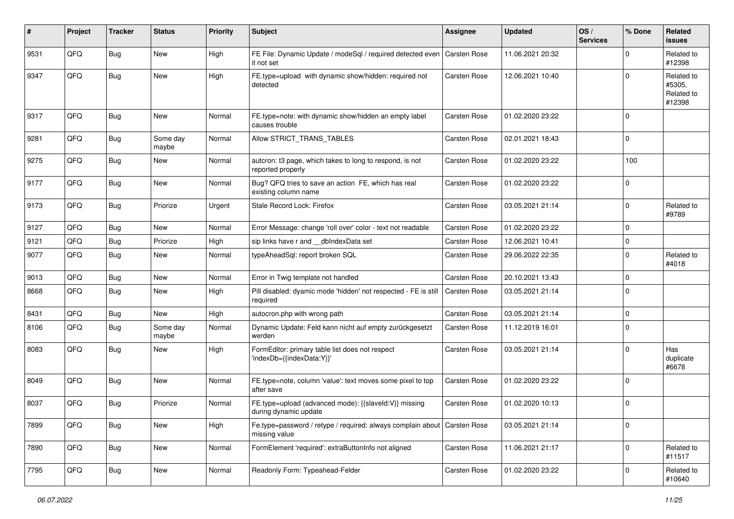| # | Project | Tracker | Status | Priority | Subject | Assignee | Updated | OS / Services | % Done | Related issues |
| --- | --- | --- | --- | --- | --- | --- | --- | --- | --- | --- |
| 9531 | QFQ | Bug | New | High | FE File: Dynamic Update / modeSql / required detected even it not set | Carsten Rose | 11.06.2021 20:32 | | 0 | Related to #12398 |
| 9347 | QFQ | Bug | New | High | FE.type=upload with dynamic show/hidden: required not detected | Carsten Rose | 12.06.2021 10:40 | | 0 | Related to #5305, Related to #12398 |
| 9317 | QFQ | Bug | New | Normal | FE.type=note: with dynamic show/hidden an empty label causes trouble | Carsten Rose | 01.02.2020 23:22 | | 0 | |
| 9281 | QFQ | Bug | Some day maybe | Normal | Allow STRICT_TRANS_TABLES | Carsten Rose | 02.01.2021 18:43 | | 0 | |
| 9275 | QFQ | Bug | New | Normal | autcron: t3 page, which takes to long to respond, is not reported properly | Carsten Rose | 01.02.2020 23:22 | | 100 | |
| 9177 | QFQ | Bug | New | Normal | Bug? QFQ tries to save an action FE, which has real existing column name | Carsten Rose | 01.02.2020 23:22 | | 0 | |
| 9173 | QFQ | Bug | Priorize | Urgent | Stale Record Lock: Firefox | Carsten Rose | 03.05.2021 21:14 | | 0 | Related to #9789 |
| 9127 | QFQ | Bug | New | Normal | Error Message: change 'roll over' color - text not readable | Carsten Rose | 01.02.2020 23:22 | | 0 | |
| 9121 | QFQ | Bug | Priorize | High | sip links have r and __dbIndexData set | Carsten Rose | 12.06.2021 10:41 | | 0 | |
| 9077 | QFQ | Bug | New | Normal | typeAheadSql: report broken SQL | Carsten Rose | 29.06.2022 22:35 | | 0 | Related to #4018 |
| 9013 | QFQ | Bug | New | Normal | Error in Twig template not handled | Carsten Rose | 20.10.2021 13:43 | | 0 | |
| 8668 | QFQ | Bug | New | High | Pill disabled: dyamic mode 'hidden' not respected - FE is still required | Carsten Rose | 03.05.2021 21:14 | | 0 | |
| 8431 | QFQ | Bug | New | High | autocron.php with wrong path | Carsten Rose | 03.05.2021 21:14 | | 0 | |
| 8106 | QFQ | Bug | Some day maybe | Normal | Dynamic Update: Feld kann nicht auf empty zurückgesetzt werden | Carsten Rose | 11.12.2019 16:01 | | 0 | |
| 8083 | QFQ | Bug | New | High | FormEditor: primary table list does not respect 'indexDb={{indexData:Y}}' | Carsten Rose | 03.05.2021 21:14 | | 0 | Has duplicate #6678 |
| 8049 | QFQ | Bug | New | Normal | FE.type=note, column 'value': text moves some pixel to top after save | Carsten Rose | 01.02.2020 23:22 | | 0 | |
| 8037 | QFQ | Bug | Priorize | Normal | FE.type=upload (advanced mode): {{slaveId:V}} missing during dynamic update | Carsten Rose | 01.02.2020 10:13 | | 0 | |
| 7899 | QFQ | Bug | New | High | Fe.type=password / retype / required: always complain about missing value | Carsten Rose | 03.05.2021 21:14 | | 0 | |
| 7890 | QFQ | Bug | New | Normal | FormElement 'required': extraButtonInfo not aligned | Carsten Rose | 11.06.2021 21:17 | | 0 | Related to #11517 |
| 7795 | QFQ | Bug | New | Normal | Readonly Form: Typeahead-Felder | Carsten Rose | 01.02.2020 23:22 | | 0 | Related to #10640 |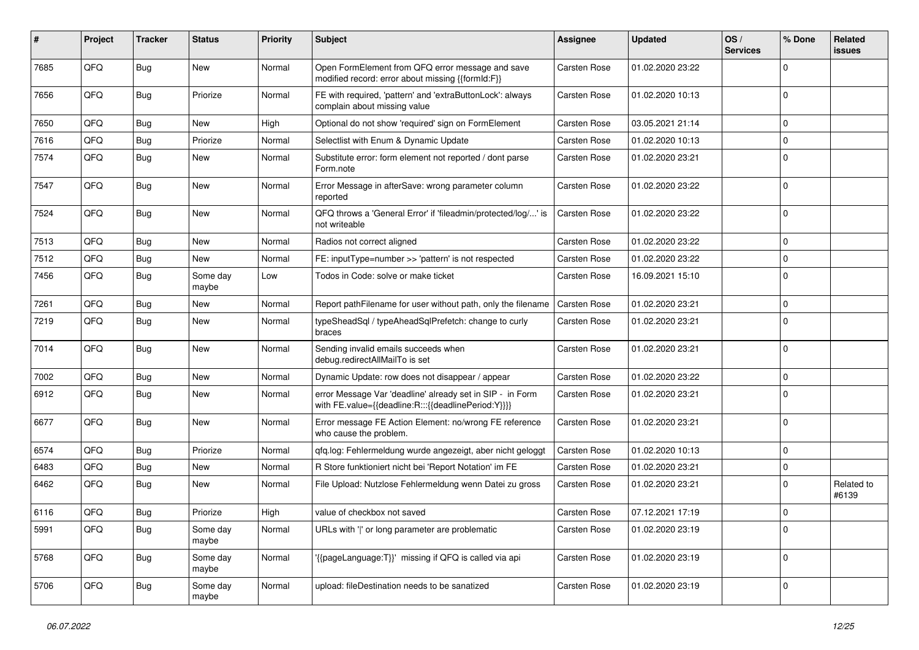| # | Project | Tracker | Status | Priority | Subject | Assignee | Updated | OS / Services | % Done | Related issues |
|---|---|---|---|---|---|---|---|---|---|---|
| 7685 | QFQ | Bug | New | Normal | Open FormElement from QFQ error message and save modified record: error about missing {{formId:F}} | Carsten Rose | 01.02.2020 23:22 | | 0 | |
| 7656 | QFQ | Bug | Priorize | Normal | FE with required, 'pattern' and 'extraButtonLock': always complain about missing value | Carsten Rose | 01.02.2020 10:13 | | 0 | |
| 7650 | QFQ | Bug | New | High | Optional do not show 'required' sign on FormElement | Carsten Rose | 03.05.2021 21:14 | | 0 | |
| 7616 | QFQ | Bug | Priorize | Normal | Selectlist with Enum & Dynamic Update | Carsten Rose | 01.02.2020 10:13 | | 0 | |
| 7574 | QFQ | Bug | New | Normal | Substitute error: form element not reported / dont parse Form.note | Carsten Rose | 01.02.2020 23:21 | | 0 | |
| 7547 | QFQ | Bug | New | Normal | Error Message in afterSave: wrong parameter column reported | Carsten Rose | 01.02.2020 23:22 | | 0 | |
| 7524 | QFQ | Bug | New | Normal | QFQ throws a 'General Error' if 'fileadmin/protected/log/...' is not writeable | Carsten Rose | 01.02.2020 23:22 | | 0 | |
| 7513 | QFQ | Bug | New | Normal | Radios not correct aligned | Carsten Rose | 01.02.2020 23:22 | | 0 | |
| 7512 | QFQ | Bug | New | Normal | FE: inputType=number >> 'pattern' is not respected | Carsten Rose | 01.02.2020 23:22 | | 0 | |
| 7456 | QFQ | Bug | Some day maybe | Low | Todos in Code: solve or make ticket | Carsten Rose | 16.09.2021 15:10 | | 0 | |
| 7261 | QFQ | Bug | New | Normal | Report pathFilename for user without path, only the filename | Carsten Rose | 01.02.2020 23:21 | | 0 | |
| 7219 | QFQ | Bug | New | Normal | typeSheadSql / typeAheadSqlPrefetch: change to curly braces | Carsten Rose | 01.02.2020 23:21 | | 0 | |
| 7014 | QFQ | Bug | New | Normal | Sending invalid emails succeeds when debug.redirectAllMailTo is set | Carsten Rose | 01.02.2020 23:21 | | 0 | |
| 7002 | QFQ | Bug | New | Normal | Dynamic Update: row does not disappear / appear | Carsten Rose | 01.02.2020 23:22 | | 0 | |
| 6912 | QFQ | Bug | New | Normal | error Message Var 'deadline' already set in SIP - in Form with FE.value={{deadline:R:::{{deadlinePeriod:Y}}}} | Carsten Rose | 01.02.2020 23:21 | | 0 | |
| 6677 | QFQ | Bug | New | Normal | Error message FE Action Element: no/wrong FE reference who cause the problem. | Carsten Rose | 01.02.2020 23:21 | | 0 | |
| 6574 | QFQ | Bug | Priorize | Normal | qfq.log: Fehlermeldung wurde angezeigt, aber nicht geloggt | Carsten Rose | 01.02.2020 10:13 | | 0 | |
| 6483 | QFQ | Bug | New | Normal | R Store funktioniert nicht bei 'Report Notation' im FE | Carsten Rose | 01.02.2020 23:21 | | 0 | |
| 6462 | QFQ | Bug | New | Normal | File Upload: Nutzlose Fehlermeldung wenn Datei zu gross | Carsten Rose | 01.02.2020 23:21 | | 0 | Related to #6139 |
| 6116 | QFQ | Bug | Priorize | High | value of checkbox not saved | Carsten Rose | 07.12.2021 17:19 | | 0 | |
| 5991 | QFQ | Bug | Some day maybe | Normal | URLs with '\|' or long parameter are problematic | Carsten Rose | 01.02.2020 23:19 | | 0 | |
| 5768 | QFQ | Bug | Some day maybe | Normal | '{{pageLanguage:T}}' missing if QFQ is called via api | Carsten Rose | 01.02.2020 23:19 | | 0 | |
| 5706 | QFQ | Bug | Some day maybe | Normal | upload: fileDestination needs to be sanatized | Carsten Rose | 01.02.2020 23:19 | | 0 | |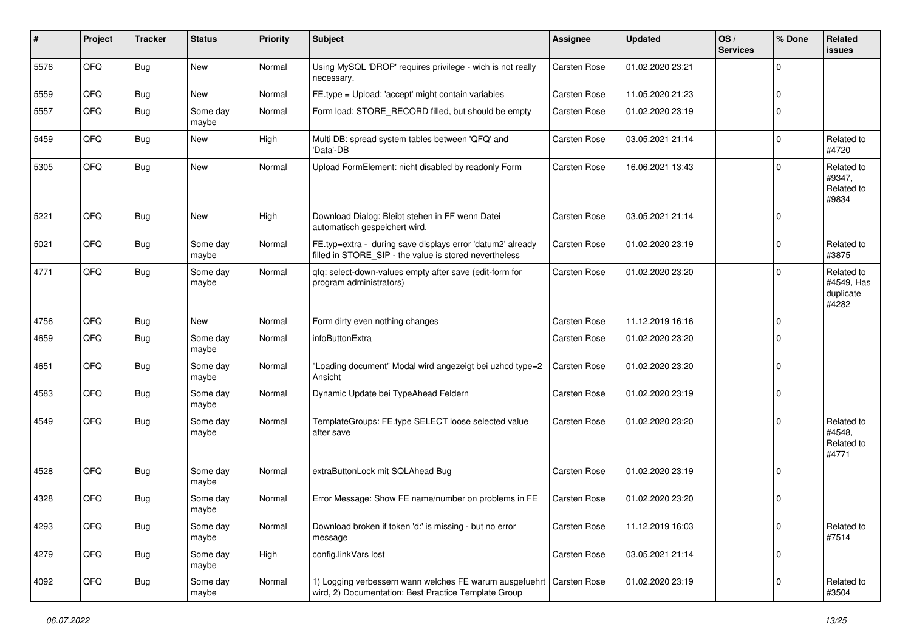| # | Project | Tracker | Status | Priority | Subject | Assignee | Updated | OS / Services | % Done | Related issues |
|---|---|---|---|---|---|---|---|---|---|---|
| 5576 | QFQ | Bug | New | Normal | Using MySQL 'DROP' requires privilege - wich is not really necessary. | Carsten Rose | 01.02.2020 23:21 | | 0 | |
| 5559 | QFQ | Bug | New | Normal | FE.type = Upload: 'accept' might contain variables | Carsten Rose | 11.05.2020 21:23 | | 0 | |
| 5557 | QFQ | Bug | Some day maybe | Normal | Form load: STORE_RECORD filled, but should be empty | Carsten Rose | 01.02.2020 23:19 | | 0 | |
| 5459 | QFQ | Bug | New | High | Multi DB: spread system tables between 'QFQ' and 'Data'-DB | Carsten Rose | 03.05.2021 21:14 | | 0 | Related to #4720 |
| 5305 | QFQ | Bug | New | Normal | Upload FormElement: nicht disabled by readonly Form | Carsten Rose | 16.06.2021 13:43 | | 0 | Related to #9347, Related to #9834 |
| 5221 | QFQ | Bug | New | High | Download Dialog: Bleibt stehen in FF wenn Datei automatisch gespeichert wird. | Carsten Rose | 03.05.2021 21:14 | | 0 | |
| 5021 | QFQ | Bug | Some day maybe | Normal | FE.typ=extra - during save displays error 'datum2' already filled in STORE_SIP - the value is stored nevertheless | Carsten Rose | 01.02.2020 23:19 | | 0 | Related to #3875 |
| 4771 | QFQ | Bug | Some day maybe | Normal | qfq: select-down-values empty after save (edit-form for program administrators) | Carsten Rose | 01.02.2020 23:20 | | 0 | Related to #4549, Has duplicate #4282 |
| 4756 | QFQ | Bug | New | Normal | Form dirty even nothing changes | Carsten Rose | 11.12.2019 16:16 | | 0 | |
| 4659 | QFQ | Bug | Some day maybe | Normal | infoButtonExtra | Carsten Rose | 01.02.2020 23:20 | | 0 | |
| 4651 | QFQ | Bug | Some day maybe | Normal | "Loading document" Modal wird angezeigt bei uzhcd type=2 Ansicht | Carsten Rose | 01.02.2020 23:20 | | 0 | |
| 4583 | QFQ | Bug | Some day maybe | Normal | Dynamic Update bei TypeAhead Feldern | Carsten Rose | 01.02.2020 23:19 | | 0 | |
| 4549 | QFQ | Bug | Some day maybe | Normal | TemplateGroups: FE.type SELECT loose selected value after save | Carsten Rose | 01.02.2020 23:20 | | 0 | Related to #4548, Related to #4771 |
| 4528 | QFQ | Bug | Some day maybe | Normal | extraButtonLock mit SQLAhead Bug | Carsten Rose | 01.02.2020 23:19 | | 0 | |
| 4328 | QFQ | Bug | Some day maybe | Normal | Error Message: Show FE name/number on problems in FE | Carsten Rose | 01.02.2020 23:20 | | 0 | |
| 4293 | QFQ | Bug | Some day maybe | Normal | Download broken if token 'd:' is missing - but no error message | Carsten Rose | 11.12.2019 16:03 | | 0 | Related to #7514 |
| 4279 | QFQ | Bug | Some day maybe | High | config.linkVars lost | Carsten Rose | 03.05.2021 21:14 | | 0 | |
| 4092 | QFQ | Bug | Some day maybe | Normal | 1) Logging verbessern wann welches FE warum ausgefuehrt wird, 2) Documentation: Best Practice Template Group | Carsten Rose | 01.02.2020 23:19 | | 0 | Related to #3504 |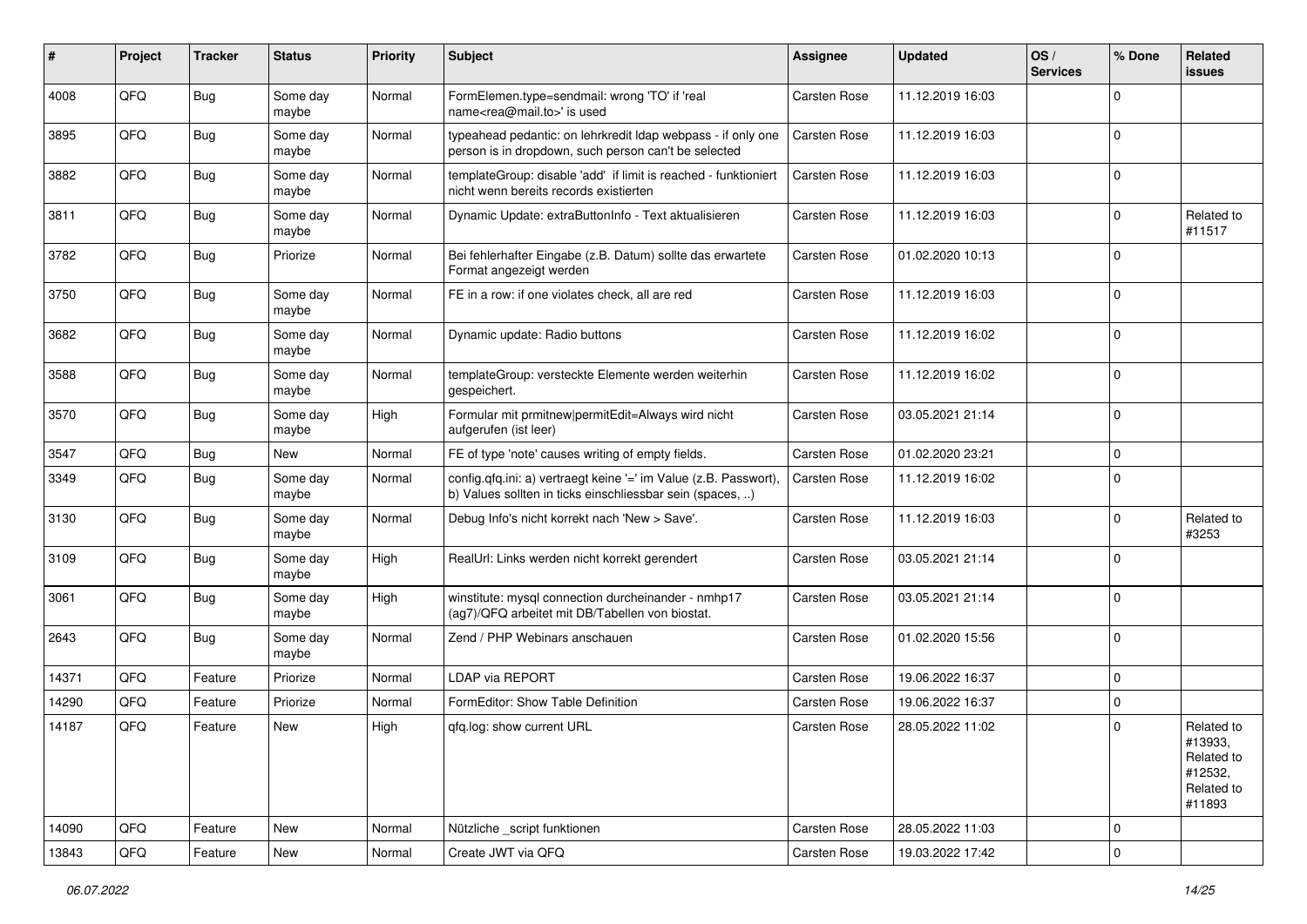| # | Project | Tracker | Status | Priority | Subject | Assignee | Updated | OS / Services | % Done | Related issues |
|---|---|---|---|---|---|---|---|---|---|---|
| 4008 | QFQ | Bug | Some day maybe | Normal | FormElemen.type=sendmail: wrong 'TO' if 'real name<rea@mail.to>' is used | Carsten Rose | 11.12.2019 16:03 | | 0 | |
| 3895 | QFQ | Bug | Some day maybe | Normal | typeahead pedantic: on lehrkredit ldap webpass - if only one person is in dropdown, such person can't be selected | Carsten Rose | 11.12.2019 16:03 | | 0 | |
| 3882 | QFQ | Bug | Some day maybe | Normal | templateGroup: disable 'add' if limit is reached - funktioniert nicht wenn bereits records existierten | Carsten Rose | 11.12.2019 16:03 | | 0 | |
| 3811 | QFQ | Bug | Some day maybe | Normal | Dynamic Update: extraButtonInfo - Text aktualisieren | Carsten Rose | 11.12.2019 16:03 | | 0 | Related to #11517 |
| 3782 | QFQ | Bug | Priorize | Normal | Bei fehlerhafter Eingabe (z.B. Datum) sollte das erwartete Format angezeigt werden | Carsten Rose | 01.02.2020 10:13 | | 0 | |
| 3750 | QFQ | Bug | Some day maybe | Normal | FE in a row: if one violates check, all are red | Carsten Rose | 11.12.2019 16:03 | | 0 | |
| 3682 | QFQ | Bug | Some day maybe | Normal | Dynamic update: Radio buttons | Carsten Rose | 11.12.2019 16:02 | | 0 | |
| 3588 | QFQ | Bug | Some day maybe | Normal | templateGroup: versteckte Elemente werden weiterhin gespeichert. | Carsten Rose | 11.12.2019 16:02 | | 0 | |
| 3570 | QFQ | Bug | Some day maybe | High | Formular mit prmitnew\|permitEdit=Always wird nicht aufgerufen (ist leer) | Carsten Rose | 03.05.2021 21:14 | | 0 | |
| 3547 | QFQ | Bug | New | Normal | FE of type 'note' causes writing of empty fields. | Carsten Rose | 01.02.2020 23:21 | | 0 | |
| 3349 | QFQ | Bug | Some day maybe | Normal | config.qfq.ini: a) vertraegt keine '=' im Value (z.B. Passwort), b) Values sollten in ticks einschliessbar sein (spaces, ..) | Carsten Rose | 11.12.2019 16:02 | | 0 | |
| 3130 | QFQ | Bug | Some day maybe | Normal | Debug Info's nicht korrekt nach 'New > Save'. | Carsten Rose | 11.12.2019 16:03 | | 0 | Related to #3253 |
| 3109 | QFQ | Bug | Some day maybe | High | RealUrl: Links werden nicht korrekt gerendert | Carsten Rose | 03.05.2021 21:14 | | 0 | |
| 3061 | QFQ | Bug | Some day maybe | High | winstitute: mysql connection durcheinander - nmhp17 (ag7)/QFQ arbeitet mit DB/Tabellen von biostat. | Carsten Rose | 03.05.2021 21:14 | | 0 | |
| 2643 | QFQ | Bug | Some day maybe | Normal | Zend / PHP Webinars anschauen | Carsten Rose | 01.02.2020 15:56 | | 0 | |
| 14371 | QFQ | Feature | Priorize | Normal | LDAP via REPORT | Carsten Rose | 19.06.2022 16:37 | | 0 | |
| 14290 | QFQ | Feature | Priorize | Normal | FormEditor: Show Table Definition | Carsten Rose | 19.06.2022 16:37 | | 0 | |
| 14187 | QFQ | Feature | New | High | qfq.log: show current URL | Carsten Rose | 28.05.2022 11:02 | | 0 | Related to #13933, Related to #12532, Related to #11893 |
| 14090 | QFQ | Feature | New | Normal | Nützliche _script funktionen | Carsten Rose | 28.05.2022 11:03 | | 0 | |
| 13843 | QFQ | Feature | New | Normal | Create JWT via QFQ | Carsten Rose | 19.03.2022 17:42 | | 0 | |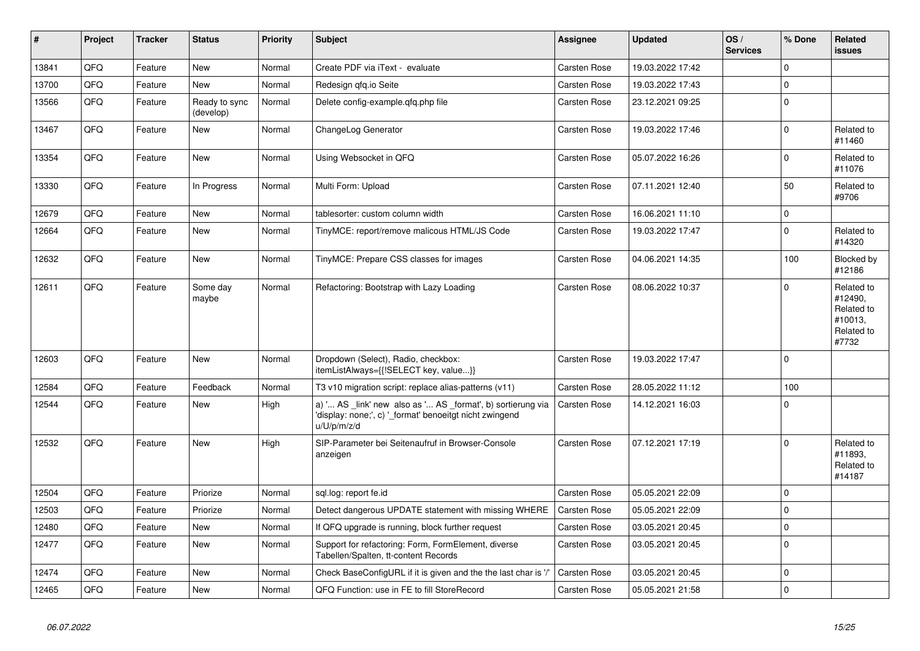| # | Project | Tracker | Status | Priority | Subject | Assignee | Updated | OS / Services | % Done | Related issues |
|---|---|---|---|---|---|---|---|---|---|---|
| 13841 | QFQ | Feature | New | Normal | Create PDF via iText - evaluate | Carsten Rose | 19.03.2022 17:42 | | 0 | |
| 13700 | QFQ | Feature | New | Normal | Redesign qfq.io Seite | Carsten Rose | 19.03.2022 17:43 | | 0 | |
| 13566 | QFQ | Feature | Ready to sync (develop) | Normal | Delete config-example.qfq.php file | Carsten Rose | 23.12.2021 09:25 | | 0 | |
| 13467 | QFQ | Feature | New | Normal | ChangeLog Generator | Carsten Rose | 19.03.2022 17:46 | | 0 | Related to #11460 |
| 13354 | QFQ | Feature | New | Normal | Using Websocket in QFQ | Carsten Rose | 05.07.2022 16:26 | | 0 | Related to #11076 |
| 13330 | QFQ | Feature | In Progress | Normal | Multi Form: Upload | Carsten Rose | 07.11.2021 12:40 | | 50 | Related to #9706 |
| 12679 | QFQ | Feature | New | Normal | tablesorter: custom column width | Carsten Rose | 16.06.2021 11:10 | | 0 | |
| 12664 | QFQ | Feature | New | Normal | TinyMCE: report/remove malicous HTML/JS Code | Carsten Rose | 19.03.2022 17:47 | | 0 | Related to #14320 |
| 12632 | QFQ | Feature | New | Normal | TinyMCE: Prepare CSS classes for images | Carsten Rose | 04.06.2021 14:35 | | 100 | Blocked by #12186 |
| 12611 | QFQ | Feature | Some day maybe | Normal | Refactoring: Bootstrap with Lazy Loading | Carsten Rose | 08.06.2022 10:37 | | 0 | Related to #12490, Related to #10013, Related to #7732 |
| 12603 | QFQ | Feature | New | Normal | Dropdown (Select), Radio, checkbox: itemListAlways={{!SELECT key, value...}} | Carsten Rose | 19.03.2022 17:47 | | 0 | |
| 12584 | QFQ | Feature | Feedback | Normal | T3 v10 migration script: replace alias-patterns (v11) | Carsten Rose | 28.05.2022 11:12 | | 100 | |
| 12544 | QFQ | Feature | New | High | a) '... AS _link' new also as '... AS _format', b) sortierung via 'display: none;', c) '_format' benoeitgt nicht zwingend u/U/p/m/z/d | Carsten Rose | 14.12.2021 16:03 | | 0 | |
| 12532 | QFQ | Feature | New | High | SIP-Parameter bei Seitenaufruf in Browser-Console anzeigen | Carsten Rose | 07.12.2021 17:19 | | 0 | Related to #11893, Related to #14187 |
| 12504 | QFQ | Feature | Priorize | Normal | sql.log: report fe.id | Carsten Rose | 05.05.2021 22:09 | | 0 | |
| 12503 | QFQ | Feature | Priorize | Normal | Detect dangerous UPDATE statement with missing WHERE | Carsten Rose | 05.05.2021 22:09 | | 0 | |
| 12480 | QFQ | Feature | New | Normal | If QFQ upgrade is running, block further request | Carsten Rose | 03.05.2021 20:45 | | 0 | |
| 12477 | QFQ | Feature | New | Normal | Support for refactoring: Form, FormElement, diverse Tabellen/Spalten, tt-content Records | Carsten Rose | 03.05.2021 20:45 | | 0 | |
| 12474 | QFQ | Feature | New | Normal | Check BaseConfigURL if it is given and the the last char is '/' | Carsten Rose | 03.05.2021 20:45 | | 0 | |
| 12465 | QFQ | Feature | New | Normal | QFQ Function: use in FE to fill StoreRecord | Carsten Rose | 05.05.2021 21:58 | | 0 | |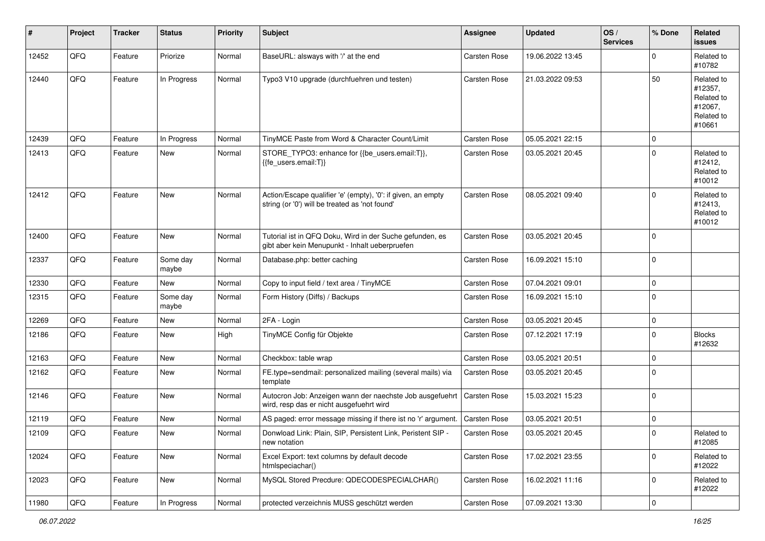| # | Project | Tracker | Status | Priority | Subject | Assignee | Updated | OS / Services | % Done | Related issues |
|---|---|---|---|---|---|---|---|---|---|---|
| 12452 | QFQ | Feature | Priorize | Normal | BaseURL: alsways with '/' at the end | Carsten Rose | 19.06.2022 13:45 | | 0 | Related to #10782 |
| 12440 | QFQ | Feature | In Progress | Normal | Typo3 V10 upgrade (durchfuehren und testen) | Carsten Rose | 21.03.2022 09:53 | | 50 | Related to #12357, Related to #12067, Related to #10661 |
| 12439 | QFQ | Feature | In Progress | Normal | TinyMCE Paste from Word & Character Count/Limit | Carsten Rose | 05.05.2021 22:15 | | 0 | |
| 12413 | QFQ | Feature | New | Normal | STORE_TYPO3: enhance for {{be_users.email:T}}, {{fe_users.email:T}} | Carsten Rose | 03.05.2021 20:45 | | 0 | Related to #12412, Related to #10012 |
| 12412 | QFQ | Feature | New | Normal | Action/Escape qualifier 'e' (empty), '0': if given, an empty string (or '0') will be treated as 'not found' | Carsten Rose | 08.05.2021 09:40 | | 0 | Related to #12413, Related to #10012 |
| 12400 | QFQ | Feature | New | Normal | Tutorial ist in QFQ Doku, Wird in der Suche gefunden, es gibt aber kein Menupunkt - Inhalt ueberpruefen | Carsten Rose | 03.05.2021 20:45 | | 0 | |
| 12337 | QFQ | Feature | Some day maybe | Normal | Database.php: better caching | Carsten Rose | 16.09.2021 15:10 | | 0 | |
| 12330 | QFQ | Feature | New | Normal | Copy to input field / text area / TinyMCE | Carsten Rose | 07.04.2021 09:01 | | 0 | |
| 12315 | QFQ | Feature | Some day maybe | Normal | Form History (Diffs) / Backups | Carsten Rose | 16.09.2021 15:10 | | 0 | |
| 12269 | QFQ | Feature | New | Normal | 2FA - Login | Carsten Rose | 03.05.2021 20:45 | | 0 | |
| 12186 | QFQ | Feature | New | High | TinyMCE Config für Objekte | Carsten Rose | 07.12.2021 17:19 | | 0 | Blocks #12632 |
| 12163 | QFQ | Feature | New | Normal | Checkbox: table wrap | Carsten Rose | 03.05.2021 20:51 | | 0 | |
| 12162 | QFQ | Feature | New | Normal | FE.type=sendmail: personalized mailing (several mails) via template | Carsten Rose | 03.05.2021 20:45 | | 0 | |
| 12146 | QFQ | Feature | New | Normal | Autocron Job: Anzeigen wann der naechste Job ausgefuehrt wird, resp das er nicht ausgefuehrt wird | Carsten Rose | 15.03.2021 15:23 | | 0 | |
| 12119 | QFQ | Feature | New | Normal | AS paged: error message missing if there ist no 'r' argument. | Carsten Rose | 03.05.2021 20:51 | | 0 | |
| 12109 | QFQ | Feature | New | Normal | Donwload Link: Plain, SIP, Persistent Link, Peristent SIP - new notation | Carsten Rose | 03.05.2021 20:45 | | 0 | Related to #12085 |
| 12024 | QFQ | Feature | New | Normal | Excel Export: text columns by default decode htmlspeciachar() | Carsten Rose | 17.02.2021 23:55 | | 0 | Related to #12022 |
| 12023 | QFQ | Feature | New | Normal | MySQL Stored Precdure: QDECODESPECIALCHAR() | Carsten Rose | 16.02.2021 11:16 | | 0 | Related to #12022 |
| 11980 | QFQ | Feature | In Progress | Normal | protected verzeichnis MUSS geschützt werden | Carsten Rose | 07.09.2021 13:30 | | 0 | |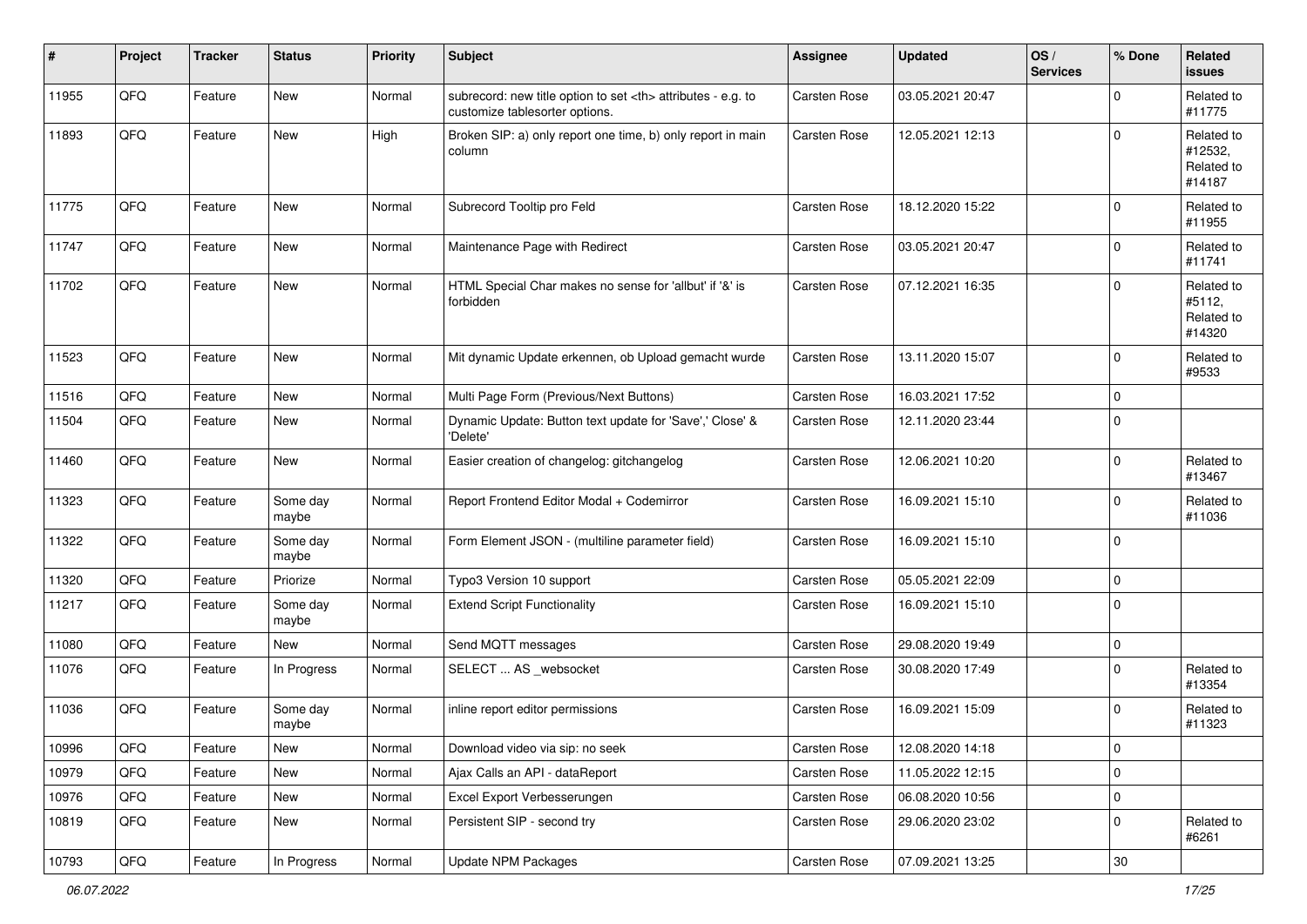| # | Project | Tracker | Status | Priority | Subject | Assignee | Updated | OS / Services | % Done | Related issues |
|---|---|---|---|---|---|---|---|---|---|---|
| 11955 | QFQ | Feature | New | Normal | subrecord: new title option to set <th> attributes - e.g. to customize tablesorter options. | Carsten Rose | 03.05.2021 20:47 | | 0 | Related to #11775 |
| 11893 | QFQ | Feature | New | High | Broken SIP: a) only report one time, b) only report in main column | Carsten Rose | 12.05.2021 12:13 | | 0 | Related to #12532, Related to #14187 |
| 11775 | QFQ | Feature | New | Normal | Subrecord Tooltip pro Feld | Carsten Rose | 18.12.2020 15:22 | | 0 | Related to #11955 |
| 11747 | QFQ | Feature | New | Normal | Maintenance Page with Redirect | Carsten Rose | 03.05.2021 20:47 | | 0 | Related to #11741 |
| 11702 | QFQ | Feature | New | Normal | HTML Special Char makes no sense for 'allbut' if '&' is forbidden | Carsten Rose | 07.12.2021 16:35 | | 0 | Related to #5112, Related to #14320 |
| 11523 | QFQ | Feature | New | Normal | Mit dynamic Update erkennen, ob Upload gemacht wurde | Carsten Rose | 13.11.2020 15:07 | | 0 | Related to #9533 |
| 11516 | QFQ | Feature | New | Normal | Multi Page Form (Previous/Next Buttons) | Carsten Rose | 16.03.2021 17:52 | | 0 | |
| 11504 | QFQ | Feature | New | Normal | Dynamic Update: Button text update for 'Save',' Close' & 'Delete' | Carsten Rose | 12.11.2020 23:44 | | 0 | |
| 11460 | QFQ | Feature | New | Normal | Easier creation of changelog: gitchangelog | Carsten Rose | 12.06.2021 10:20 | | 0 | Related to #13467 |
| 11323 | QFQ | Feature | Some day maybe | Normal | Report Frontend Editor Modal + Codemirror | Carsten Rose | 16.09.2021 15:10 | | 0 | Related to #11036 |
| 11322 | QFQ | Feature | Some day maybe | Normal | Form Element JSON - (multiline parameter field) | Carsten Rose | 16.09.2021 15:10 | | 0 | |
| 11320 | QFQ | Feature | Priorize | Normal | Typo3 Version 10 support | Carsten Rose | 05.05.2021 22:09 | | 0 | |
| 11217 | QFQ | Feature | Some day maybe | Normal | Extend Script Functionality | Carsten Rose | 16.09.2021 15:10 | | 0 | |
| 11080 | QFQ | Feature | New | Normal | Send MQTT messages | Carsten Rose | 29.08.2020 19:49 | | 0 | |
| 11076 | QFQ | Feature | In Progress | Normal | SELECT ... AS _websocket | Carsten Rose | 30.08.2020 17:49 | | 0 | Related to #13354 |
| 11036 | QFQ | Feature | Some day maybe | Normal | inline report editor permissions | Carsten Rose | 16.09.2021 15:09 | | 0 | Related to #11323 |
| 10996 | QFQ | Feature | New | Normal | Download video via sip: no seek | Carsten Rose | 12.08.2020 14:18 | | 0 | |
| 10979 | QFQ | Feature | New | Normal | Ajax Calls an API - dataReport | Carsten Rose | 11.05.2022 12:15 | | 0 | |
| 10976 | QFQ | Feature | New | Normal | Excel Export Verbesserungen | Carsten Rose | 06.08.2020 10:56 | | 0 | |
| 10819 | QFQ | Feature | New | Normal | Persistent SIP - second try | Carsten Rose | 29.06.2020 23:02 | | 0 | Related to #6261 |
| 10793 | QFQ | Feature | In Progress | Normal | Update NPM Packages | Carsten Rose | 07.09.2021 13:25 | | 30 | |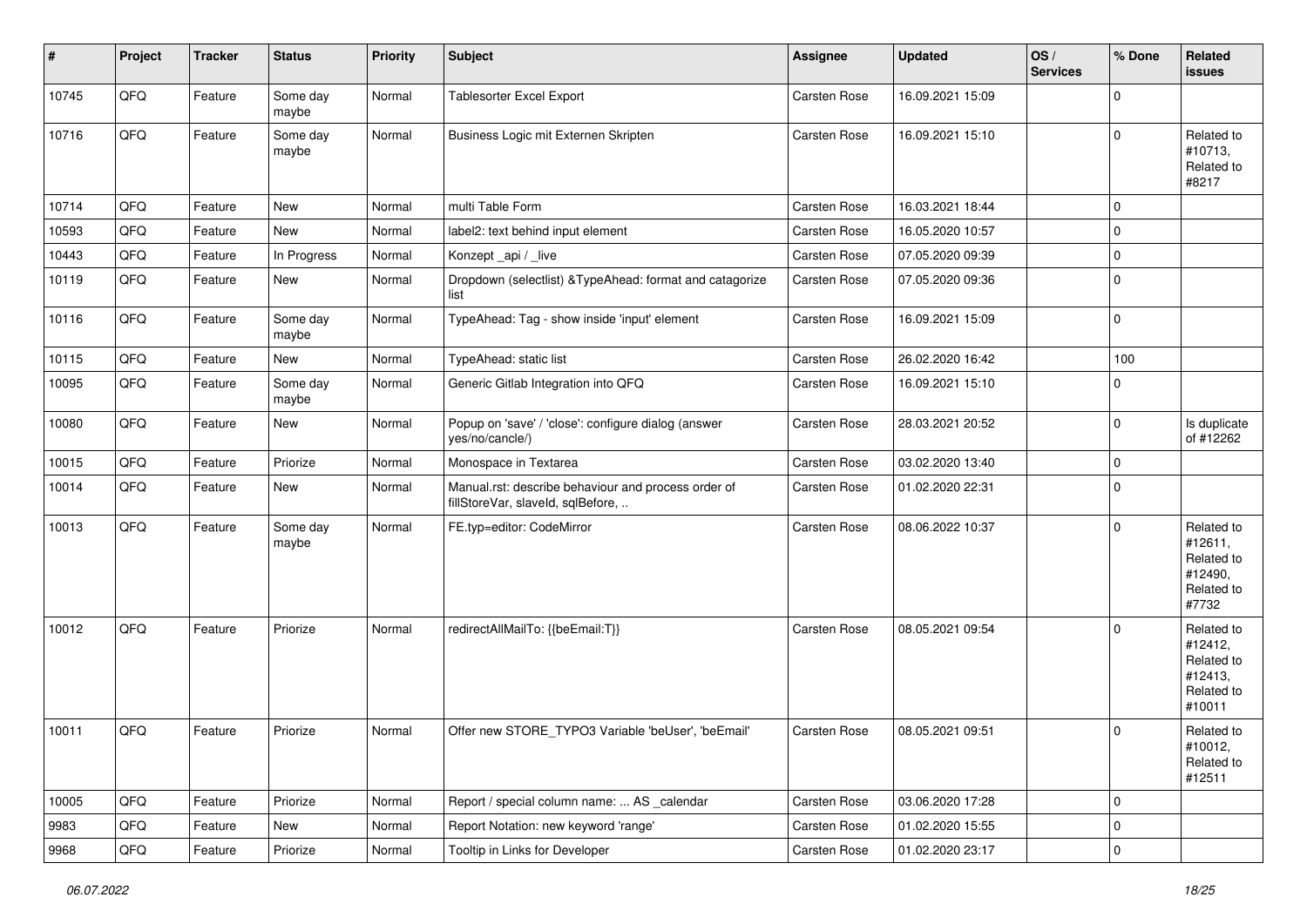| # | Project | Tracker | Status | Priority | Subject | Assignee | Updated | OS / Services | % Done | Related issues |
|---|---|---|---|---|---|---|---|---|---|---|
| 10745 | QFQ | Feature | Some day maybe | Normal | Tablesorter Excel Export | Carsten Rose | 16.09.2021 15:09 | | 0 | |
| 10716 | QFQ | Feature | Some day maybe | Normal | Business Logic mit Externen Skripten | Carsten Rose | 16.09.2021 15:10 | | 0 | Related to #10713, Related to #8217 |
| 10714 | QFQ | Feature | New | Normal | multi Table Form | Carsten Rose | 16.03.2021 18:44 | | 0 | |
| 10593 | QFQ | Feature | New | Normal | label2: text behind input element | Carsten Rose | 16.05.2020 10:57 | | 0 | |
| 10443 | QFQ | Feature | In Progress | Normal | Konzept _api / _live | Carsten Rose | 07.05.2020 09:39 | | 0 | |
| 10119 | QFQ | Feature | New | Normal | Dropdown (selectlist) &TypeAhead: format and catagorize list | Carsten Rose | 07.05.2020 09:36 | | 0 | |
| 10116 | QFQ | Feature | Some day maybe | Normal | TypeAhead: Tag - show inside 'input' element | Carsten Rose | 16.09.2021 15:09 | | 0 | |
| 10115 | QFQ | Feature | New | Normal | TypeAhead: static list | Carsten Rose | 26.02.2020 16:42 | | 100 | |
| 10095 | QFQ | Feature | Some day maybe | Normal | Generic Gitlab Integration into QFQ | Carsten Rose | 16.09.2021 15:10 | | 0 | |
| 10080 | QFQ | Feature | New | Normal | Popup on 'save' / 'close': configure dialog (answer yes/no/cancle/) | Carsten Rose | 28.03.2021 20:52 | | 0 | Is duplicate of #12262 |
| 10015 | QFQ | Feature | Priorize | Normal | Monospace in Textarea | Carsten Rose | 03.02.2020 13:40 | | 0 | |
| 10014 | QFQ | Feature | New | Normal | Manual.rst: describe behaviour and process order of fillStoreVar, slaveId, sqlBefore, .. | Carsten Rose | 01.02.2020 22:31 | | 0 | |
| 10013 | QFQ | Feature | Some day maybe | Normal | FE.typ=editor: CodeMirror | Carsten Rose | 08.06.2022 10:37 | | 0 | Related to #12611, Related to #12490, Related to #7732 |
| 10012 | QFQ | Feature | Priorize | Normal | redirectAllMailTo: {{beEmail:T}} | Carsten Rose | 08.05.2021 09:54 | | 0 | Related to #12412, Related to #12413, Related to #10011 |
| 10011 | QFQ | Feature | Priorize | Normal | Offer new STORE_TYPO3 Variable 'beUser', 'beEmail' | Carsten Rose | 08.05.2021 09:51 | | 0 | Related to #10012, Related to #12511 |
| 10005 | QFQ | Feature | Priorize | Normal | Report / special column name: ... AS _calendar | Carsten Rose | 03.06.2020 17:28 | | 0 | |
| 9983 | QFQ | Feature | New | Normal | Report Notation: new keyword 'range' | Carsten Rose | 01.02.2020 15:55 | | 0 | |
| 9968 | QFQ | Feature | Priorize | Normal | Tooltip in Links for Developer | Carsten Rose | 01.02.2020 23:17 | | 0 | |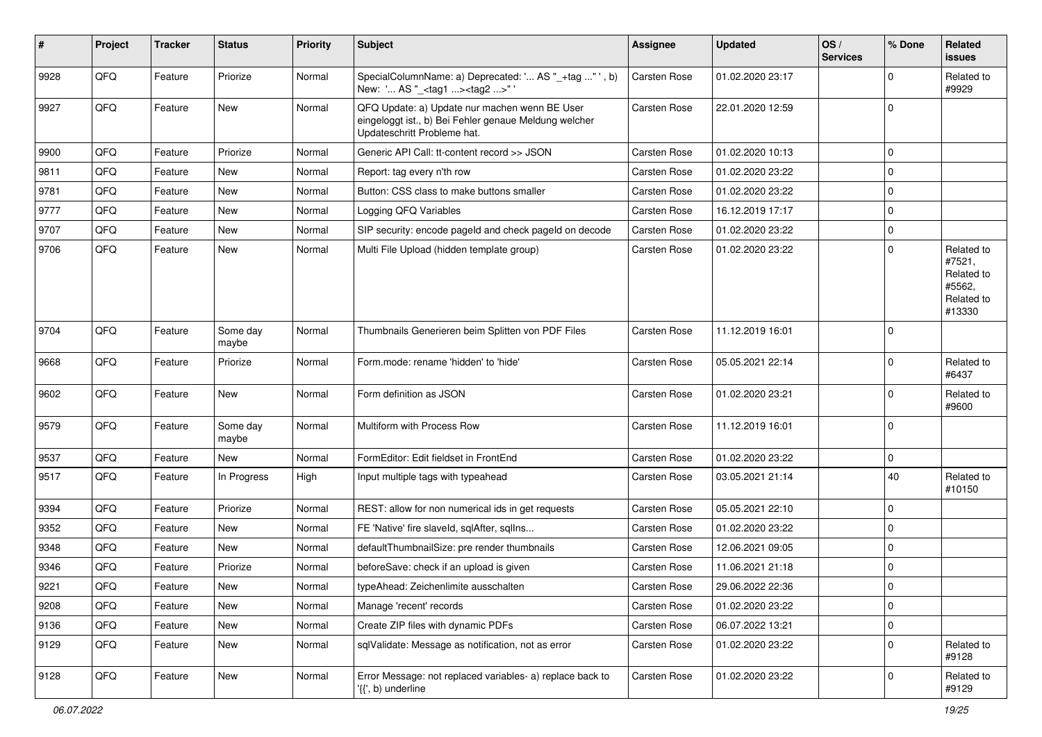| # | Project | Tracker | Status | Priority | Subject | Assignee | Updated | OS / Services | % Done | Related issues |
|---|---|---|---|---|---|---|---|---|---|---|
| 9928 | QFQ | Feature | Priorize | Normal | SpecialColumnName: a) Deprecated: '... AS "_+tag ..." ', b) New: '... AS "_<tag1 ...><tag2 ...>" ' | Carsten Rose | 01.02.2020 23:17 | | 0 | Related to #9929 |
| 9927 | QFQ | Feature | New | Normal | QFQ Update: a) Update nur machen wenn BE User eingeloggt ist., b) Bei Fehler genaue Meldung welcher Updateschritt Probleme hat. | Carsten Rose | 22.01.2020 12:59 | | 0 | |
| 9900 | QFQ | Feature | Priorize | Normal | Generic API Call: tt-content record >> JSON | Carsten Rose | 01.02.2020 10:13 | | 0 | |
| 9811 | QFQ | Feature | New | Normal | Report: tag every n'th row | Carsten Rose | 01.02.2020 23:22 | | 0 | |
| 9781 | QFQ | Feature | New | Normal | Button: CSS class to make buttons smaller | Carsten Rose | 01.02.2020 23:22 | | 0 | |
| 9777 | QFQ | Feature | New | Normal | Logging QFQ Variables | Carsten Rose | 16.12.2019 17:17 | | 0 | |
| 9707 | QFQ | Feature | New | Normal | SIP security: encode pageId and check pageId on decode | Carsten Rose | 01.02.2020 23:22 | | 0 | |
| 9706 | QFQ | Feature | New | Normal | Multi File Upload (hidden template group) | Carsten Rose | 01.02.2020 23:22 | | 0 | Related to #7521, Related to #5562, Related to #13330 |
| 9704 | QFQ | Feature | Some day maybe | Normal | Thumbnails Generieren beim Splitten von PDF Files | Carsten Rose | 11.12.2019 16:01 | | 0 | |
| 9668 | QFQ | Feature | Priorize | Normal | Form.mode: rename 'hidden' to 'hide' | Carsten Rose | 05.05.2021 22:14 | | 0 | Related to #6437 |
| 9602 | QFQ | Feature | New | Normal | Form definition as JSON | Carsten Rose | 01.02.2020 23:21 | | 0 | Related to #9600 |
| 9579 | QFQ | Feature | Some day maybe | Normal | Multiform with Process Row | Carsten Rose | 11.12.2019 16:01 | | 0 | |
| 9537 | QFQ | Feature | New | Normal | FormEditor: Edit fieldset in FrontEnd | Carsten Rose | 01.02.2020 23:22 | | 0 | |
| 9517 | QFQ | Feature | In Progress | High | Input multiple tags with typeahead | Carsten Rose | 03.05.2021 21:14 | | 40 | Related to #10150 |
| 9394 | QFQ | Feature | Priorize | Normal | REST: allow for non numerical ids in get requests | Carsten Rose | 05.05.2021 22:10 | | 0 | |
| 9352 | QFQ | Feature | New | Normal | FE 'Native' fire slaveId, sqlAfter, sqlIns... | Carsten Rose | 01.02.2020 23:22 | | 0 | |
| 9348 | QFQ | Feature | New | Normal | defaultThumbnailSize: pre render thumbnails | Carsten Rose | 12.06.2021 09:05 | | 0 | |
| 9346 | QFQ | Feature | Priorize | Normal | beforeSave: check if an upload is given | Carsten Rose | 11.06.2021 21:18 | | 0 | |
| 9221 | QFQ | Feature | New | Normal | typeAhead: Zeichenlimite ausschalten | Carsten Rose | 29.06.2022 22:36 | | 0 | |
| 9208 | QFQ | Feature | New | Normal | Manage 'recent' records | Carsten Rose | 01.02.2020 23:22 | | 0 | |
| 9136 | QFQ | Feature | New | Normal | Create ZIP files with dynamic PDFs | Carsten Rose | 06.07.2022 13:21 | | 0 | |
| 9129 | QFQ | Feature | New | Normal | sqlValidate: Message as notification, not as error | Carsten Rose | 01.02.2020 23:22 | | 0 | Related to #9128 |
| 9128 | QFQ | Feature | New | Normal | Error Message: not replaced variables- a) replace back to '{{', b) underline | Carsten Rose | 01.02.2020 23:22 | | 0 | Related to #9129 |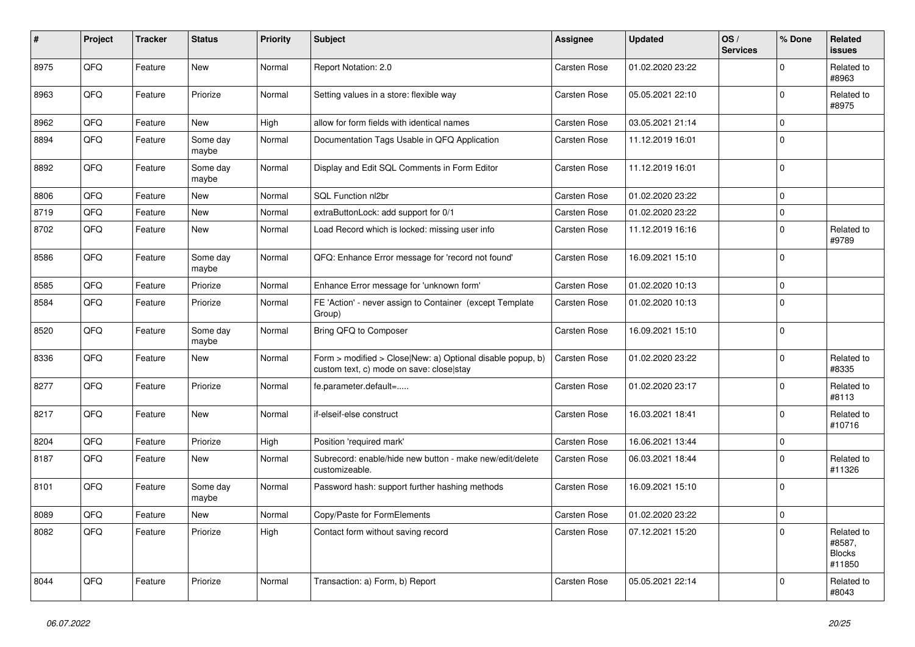| # | Project | Tracker | Status | Priority | Subject | Assignee | Updated | OS / Services | % Done | Related issues |
|---|---|---|---|---|---|---|---|---|---|---|
| 8975 | QFQ | Feature | New | Normal | Report Notation: 2.0 | Carsten Rose | 01.02.2020 23:22 | | 0 | Related to #8963 |
| 8963 | QFQ | Feature | Priorize | Normal | Setting values in a store: flexible way | Carsten Rose | 05.05.2021 22:10 | | 0 | Related to #8975 |
| 8962 | QFQ | Feature | New | High | allow for form fields with identical names | Carsten Rose | 03.05.2021 21:14 | | 0 | |
| 8894 | QFQ | Feature | Some day maybe | Normal | Documentation Tags Usable in QFQ Application | Carsten Rose | 11.12.2019 16:01 | | 0 | |
| 8892 | QFQ | Feature | Some day maybe | Normal | Display and Edit SQL Comments in Form Editor | Carsten Rose | 11.12.2019 16:01 | | 0 | |
| 8806 | QFQ | Feature | New | Normal | SQL Function nl2br | Carsten Rose | 01.02.2020 23:22 | | 0 | |
| 8719 | QFQ | Feature | New | Normal | extraButtonLock: add support for 0/1 | Carsten Rose | 01.02.2020 23:22 | | 0 | |
| 8702 | QFQ | Feature | New | Normal | Load Record which is locked: missing user info | Carsten Rose | 11.12.2019 16:16 | | 0 | Related to #9789 |
| 8586 | QFQ | Feature | Some day maybe | Normal | QFQ: Enhance Error message for 'record not found' | Carsten Rose | 16.09.2021 15:10 | | 0 | |
| 8585 | QFQ | Feature | Priorize | Normal | Enhance Error message for 'unknown form' | Carsten Rose | 01.02.2020 10:13 | | 0 | |
| 8584 | QFQ | Feature | Priorize | Normal | FE 'Action' - never assign to Container (except Template Group) | Carsten Rose | 01.02.2020 10:13 | | 0 | |
| 8520 | QFQ | Feature | Some day maybe | Normal | Bring QFQ to Composer | Carsten Rose | 16.09.2021 15:10 | | 0 | |
| 8336 | QFQ | Feature | New | Normal | Form > modified > Close\|New: a) Optional disable popup, b) custom text, c) mode on save: close\|stay | Carsten Rose | 01.02.2020 23:22 | | 0 | Related to #8335 |
| 8277 | QFQ | Feature | Priorize | Normal | fe.parameter.default=..... | Carsten Rose | 01.02.2020 23:17 | | 0 | Related to #8113 |
| 8217 | QFQ | Feature | New | Normal | if-elseif-else construct | Carsten Rose | 16.03.2021 18:41 | | 0 | Related to #10716 |
| 8204 | QFQ | Feature | Priorize | High | Position 'required mark' | Carsten Rose | 16.06.2021 13:44 | | 0 | |
| 8187 | QFQ | Feature | New | Normal | Subrecord: enable/hide new button - make new/edit/delete customizeable. | Carsten Rose | 06.03.2021 18:44 | | 0 | Related to #11326 |
| 8101 | QFQ | Feature | Some day maybe | Normal | Password hash: support further hashing methods | Carsten Rose | 16.09.2021 15:10 | | 0 | |
| 8089 | QFQ | Feature | New | Normal | Copy/Paste for FormElements | Carsten Rose | 01.02.2020 23:22 | | 0 | |
| 8082 | QFQ | Feature | Priorize | High | Contact form without saving record | Carsten Rose | 07.12.2021 15:20 | | 0 | Related to #8587, Blocks #11850 |
| 8044 | QFQ | Feature | Priorize | Normal | Transaction: a) Form, b) Report | Carsten Rose | 05.05.2021 22:14 | | 0 | Related to #8043 |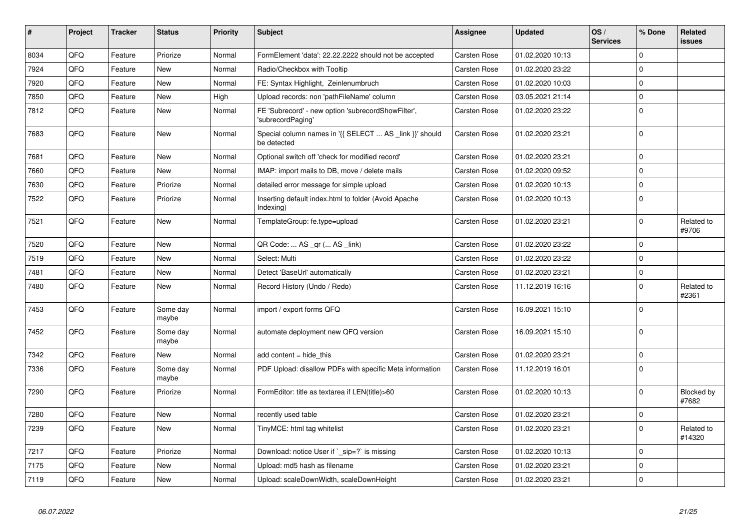| # | Project | Tracker | Status | Priority | Subject | Assignee | Updated | OS / Services | % Done | Related issues |
|---|---|---|---|---|---|---|---|---|---|---|
| 8034 | QFQ | Feature | Priorize | Normal | FormElement 'data': 22.22.2222 should not be accepted | Carsten Rose | 01.02.2020 10:13 | | 0 | |
| 7924 | QFQ | Feature | New | Normal | Radio/Checkbox with Tooltip | Carsten Rose | 01.02.2020 23:22 | | 0 | |
| 7920 | QFQ | Feature | New | Normal | FE: Syntax Highlight, Zeinlenumbruch | Carsten Rose | 01.02.2020 10:03 | | 0 | |
| 7850 | QFQ | Feature | New | High | Upload records: non 'pathFileName' column | Carsten Rose | 03.05.2021 21:14 | | 0 | |
| 7812 | QFQ | Feature | New | Normal | FE 'Subrecord' - new option 'subrecordShowFilter', 'subrecordPaging' | Carsten Rose | 01.02.2020 23:22 | | 0 | |
| 7683 | QFQ | Feature | New | Normal | Special column names in '{{ SELECT ... AS _link }}' should be detected | Carsten Rose | 01.02.2020 23:21 | | 0 | |
| 7681 | QFQ | Feature | New | Normal | Optional switch off 'check for modified record' | Carsten Rose | 01.02.2020 23:21 | | 0 | |
| 7660 | QFQ | Feature | New | Normal | IMAP: import mails to DB, move / delete mails | Carsten Rose | 01.02.2020 09:52 | | 0 | |
| 7630 | QFQ | Feature | Priorize | Normal | detailed error message for simple upload | Carsten Rose | 01.02.2020 10:13 | | 0 | |
| 7522 | QFQ | Feature | Priorize | Normal | Inserting default index.html to folder (Avoid Apache Indexing) | Carsten Rose | 01.02.2020 10:13 | | 0 | |
| 7521 | QFQ | Feature | New | Normal | TemplateGroup: fe.type=upload | Carsten Rose | 01.02.2020 23:21 | | 0 | Related to #9706 |
| 7520 | QFQ | Feature | New | Normal | QR Code: ... AS _qr (... AS _link) | Carsten Rose | 01.02.2020 23:22 | | 0 | |
| 7519 | QFQ | Feature | New | Normal | Select: Multi | Carsten Rose | 01.02.2020 23:22 | | 0 | |
| 7481 | QFQ | Feature | New | Normal | Detect 'BaseUrl' automatically | Carsten Rose | 01.02.2020 23:21 | | 0 | |
| 7480 | QFQ | Feature | New | Normal | Record History (Undo / Redo) | Carsten Rose | 11.12.2019 16:16 | | 0 | Related to #2361 |
| 7453 | QFQ | Feature | Some day maybe | Normal | import / export forms QFQ | Carsten Rose | 16.09.2021 15:10 | | 0 | |
| 7452 | QFQ | Feature | Some day maybe | Normal | automate deployment new QFQ version | Carsten Rose | 16.09.2021 15:10 | | 0 | |
| 7342 | QFQ | Feature | New | Normal | add content = hide_this | Carsten Rose | 01.02.2020 23:21 | | 0 | |
| 7336 | QFQ | Feature | Some day maybe | Normal | PDF Upload: disallow PDFs with specific Meta information | Carsten Rose | 11.12.2019 16:01 | | 0 | |
| 7290 | QFQ | Feature | Priorize | Normal | FormEditor: title as textarea if LEN(title)>60 | Carsten Rose | 01.02.2020 10:13 | | 0 | Blocked by #7682 |
| 7280 | QFQ | Feature | New | Normal | recently used table | Carsten Rose | 01.02.2020 23:21 | | 0 | |
| 7239 | QFQ | Feature | New | Normal | TinyMCE: html tag whitelist | Carsten Rose | 01.02.2020 23:21 | | 0 | Related to #14320 |
| 7217 | QFQ | Feature | Priorize | Normal | Download: notice User if `_sip=?` is missing | Carsten Rose | 01.02.2020 10:13 | | 0 | |
| 7175 | QFQ | Feature | New | Normal | Upload: md5 hash as filename | Carsten Rose | 01.02.2020 23:21 | | 0 | |
| 7119 | QFQ | Feature | New | Normal | Upload: scaleDownWidth, scaleDownHeight | Carsten Rose | 01.02.2020 23:21 | | 0 | |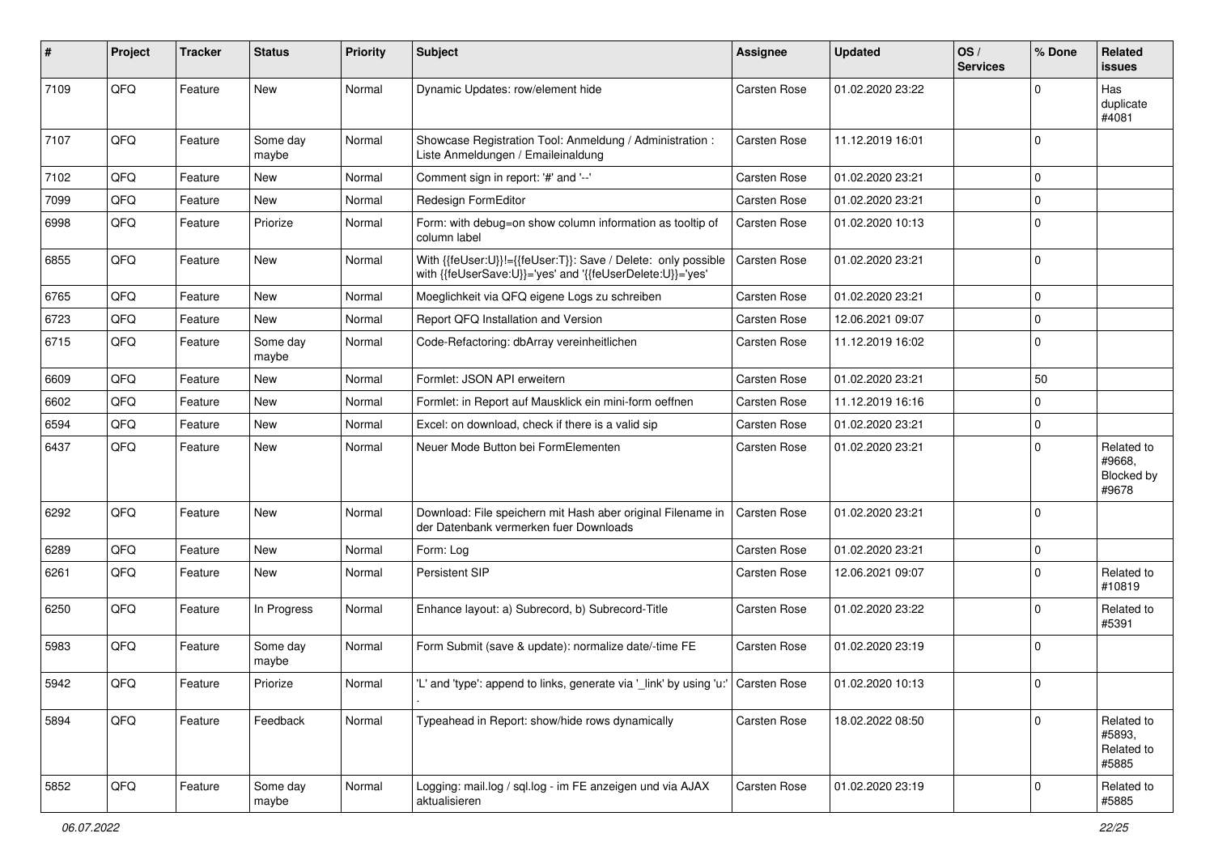| # | Project | Tracker | Status | Priority | Subject | Assignee | Updated | OS / Services | % Done | Related issues |
|---|---|---|---|---|---|---|---|---|---|---|
| 7109 | QFQ | Feature | New | Normal | Dynamic Updates: row/element hide | Carsten Rose | 01.02.2020 23:22 | | 0 | Has duplicate #4081 |
| 7107 | QFQ | Feature | Some day maybe | Normal | Showcase Registration Tool: Anmeldung / Administration : Liste Anmeldungen / Emaileinaldung | Carsten Rose | 11.12.2019 16:01 | | 0 | |
| 7102 | QFQ | Feature | New | Normal | Comment sign in report: '#' and '--' | Carsten Rose | 01.02.2020 23:21 | | 0 | |
| 7099 | QFQ | Feature | New | Normal | Redesign FormEditor | Carsten Rose | 01.02.2020 23:21 | | 0 | |
| 6998 | QFQ | Feature | Priorize | Normal | Form: with debug=on show column information as tooltip of column label | Carsten Rose | 01.02.2020 10:13 | | 0 | |
| 6855 | QFQ | Feature | New | Normal | With {{feUser:U}}!={{feUser:T}}: Save / Delete: only possible with {{feUserSave:U}}='yes' and '{{feUserDelete:U}}='yes' | Carsten Rose | 01.02.2020 23:21 | | 0 | |
| 6765 | QFQ | Feature | New | Normal | Moeglichkeit via QFQ eigene Logs zu schreiben | Carsten Rose | 01.02.2020 23:21 | | 0 | |
| 6723 | QFQ | Feature | New | Normal | Report QFQ Installation and Version | Carsten Rose | 12.06.2021 09:07 | | 0 | |
| 6715 | QFQ | Feature | Some day maybe | Normal | Code-Refactoring: dbArray vereinheitlichen | Carsten Rose | 11.12.2019 16:02 | | 0 | |
| 6609 | QFQ | Feature | New | Normal | Formlet: JSON API erweitern | Carsten Rose | 01.02.2020 23:21 | | 50 | |
| 6602 | QFQ | Feature | New | Normal | Formlet: in Report auf Mausklick ein mini-form oeffnen | Carsten Rose | 11.12.2019 16:16 | | 0 | |
| 6594 | QFQ | Feature | New | Normal | Excel: on download, check if there is a valid sip | Carsten Rose | 01.02.2020 23:21 | | 0 | |
| 6437 | QFQ | Feature | New | Normal | Neuer Mode Button bei FormElementen | Carsten Rose | 01.02.2020 23:21 | | 0 | Related to #9668, Blocked by #9678 |
| 6292 | QFQ | Feature | New | Normal | Download: File speichern mit Hash aber original Filename in der Datenbank vermerken fuer Downloads | Carsten Rose | 01.02.2020 23:21 | | 0 | |
| 6289 | QFQ | Feature | New | Normal | Form: Log | Carsten Rose | 01.02.2020 23:21 | | 0 | |
| 6261 | QFQ | Feature | New | Normal | Persistent SIP | Carsten Rose | 12.06.2021 09:07 | | 0 | Related to #10819 |
| 6250 | QFQ | Feature | In Progress | Normal | Enhance layout: a) Subrecord, b) Subrecord-Title | Carsten Rose | 01.02.2020 23:22 | | 0 | Related to #5391 |
| 5983 | QFQ | Feature | Some day maybe | Normal | Form Submit (save & update): normalize date/-time FE | Carsten Rose | 01.02.2020 23:19 | | 0 | |
| 5942 | QFQ | Feature | Priorize | Normal | 'L' and 'type': append to links, generate via '_link' by using 'u:' . | Carsten Rose | 01.02.2020 10:13 | | 0 | |
| 5894 | QFQ | Feature | Feedback | Normal | Typeahead in Report: show/hide rows dynamically | Carsten Rose | 18.02.2022 08:50 | | 0 | Related to #5893, Related to #5885 |
| 5852 | QFQ | Feature | Some day maybe | Normal | Logging: mail.log / sql.log - im FE anzeigen und via AJAX aktualisieren | Carsten Rose | 01.02.2020 23:19 | | 0 | Related to #5885 |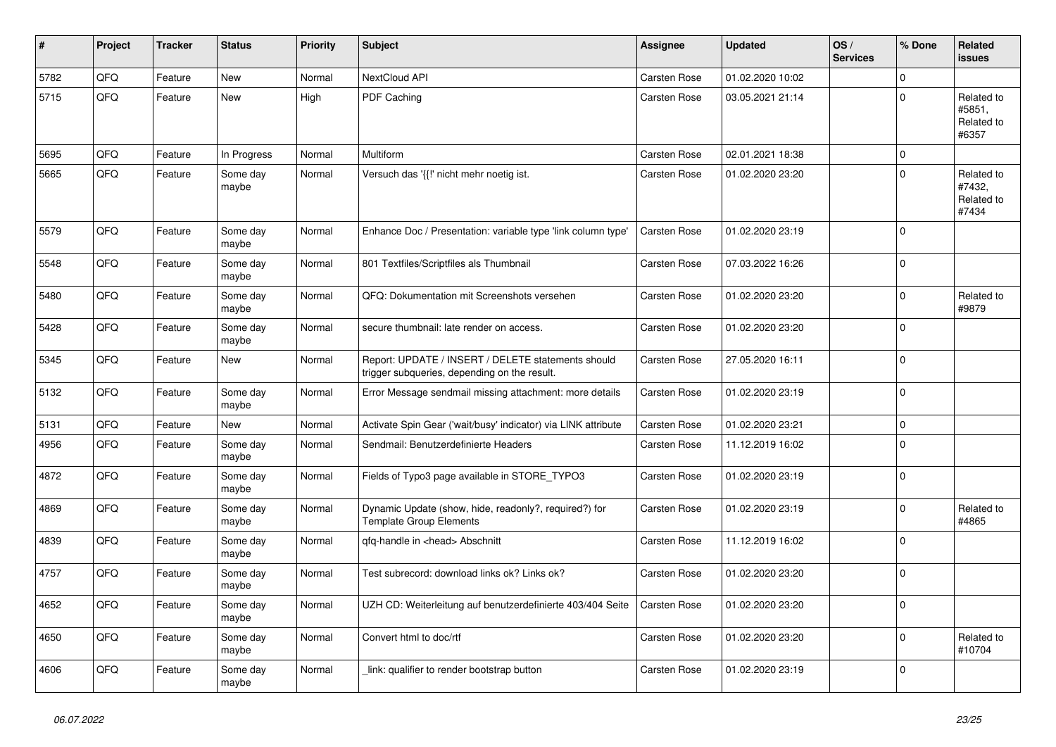| # | Project | Tracker | Status | Priority | Subject | Assignee | Updated | OS / Services | % Done | Related issues |
|---|---|---|---|---|---|---|---|---|---|---|
| 5782 | QFQ | Feature | New | Normal | NextCloud API | Carsten Rose | 01.02.2020 10:02 | | 0 | |
| 5715 | QFQ | Feature | New | High | PDF Caching | Carsten Rose | 03.05.2021 21:14 | | 0 | Related to #5851, Related to #6357 |
| 5695 | QFQ | Feature | In Progress | Normal | Multiform | Carsten Rose | 02.01.2021 18:38 | | 0 | |
| 5665 | QFQ | Feature | Some day maybe | Normal | Versuch das '{{!' nicht mehr noetig ist. | Carsten Rose | 01.02.2020 23:20 | | 0 | Related to #7432, Related to #7434 |
| 5579 | QFQ | Feature | Some day maybe | Normal | Enhance Doc / Presentation: variable type 'link column type' | Carsten Rose | 01.02.2020 23:19 | | 0 | |
| 5548 | QFQ | Feature | Some day maybe | Normal | 801 Textfiles/Scriptfiles als Thumbnail | Carsten Rose | 07.03.2022 16:26 | | 0 | |
| 5480 | QFQ | Feature | Some day maybe | Normal | QFQ: Dokumentation mit Screenshots versehen | Carsten Rose | 01.02.2020 23:20 | | 0 | Related to #9879 |
| 5428 | QFQ | Feature | Some day maybe | Normal | secure thumbnail: late render on access. | Carsten Rose | 01.02.2020 23:20 | | 0 | |
| 5345 | QFQ | Feature | New | Normal | Report: UPDATE / INSERT / DELETE statements should trigger subqueries, depending on the result. | Carsten Rose | 27.05.2020 16:11 | | 0 | |
| 5132 | QFQ | Feature | Some day maybe | Normal | Error Message sendmail missing attachment: more details | Carsten Rose | 01.02.2020 23:19 | | 0 | |
| 5131 | QFQ | Feature | New | Normal | Activate Spin Gear ('wait/busy' indicator) via LINK attribute | Carsten Rose | 01.02.2020 23:21 | | 0 | |
| 4956 | QFQ | Feature | Some day maybe | Normal | Sendmail: Benutzerdefinierte Headers | Carsten Rose | 11.12.2019 16:02 | | 0 | |
| 4872 | QFQ | Feature | Some day maybe | Normal | Fields of Typo3 page available in STORE_TYPO3 | Carsten Rose | 01.02.2020 23:19 | | 0 | |
| 4869 | QFQ | Feature | Some day maybe | Normal | Dynamic Update (show, hide, readonly?, required?) for Template Group Elements | Carsten Rose | 01.02.2020 23:19 | | 0 | Related to #4865 |
| 4839 | QFQ | Feature | Some day maybe | Normal | qfq-handle in <head> Abschnitt | Carsten Rose | 11.12.2019 16:02 | | 0 | |
| 4757 | QFQ | Feature | Some day maybe | Normal | Test subrecord: download links ok? Links ok? | Carsten Rose | 01.02.2020 23:20 | | 0 | |
| 4652 | QFQ | Feature | Some day maybe | Normal | UZH CD: Weiterleitung auf benutzerdefinierte 403/404 Seite | Carsten Rose | 01.02.2020 23:20 | | 0 | |
| 4650 | QFQ | Feature | Some day maybe | Normal | Convert html to doc/rtf | Carsten Rose | 01.02.2020 23:20 | | 0 | Related to #10704 |
| 4606 | QFQ | Feature | Some day maybe | Normal | _link: qualifier to render bootstrap button | Carsten Rose | 01.02.2020 23:19 | | 0 | |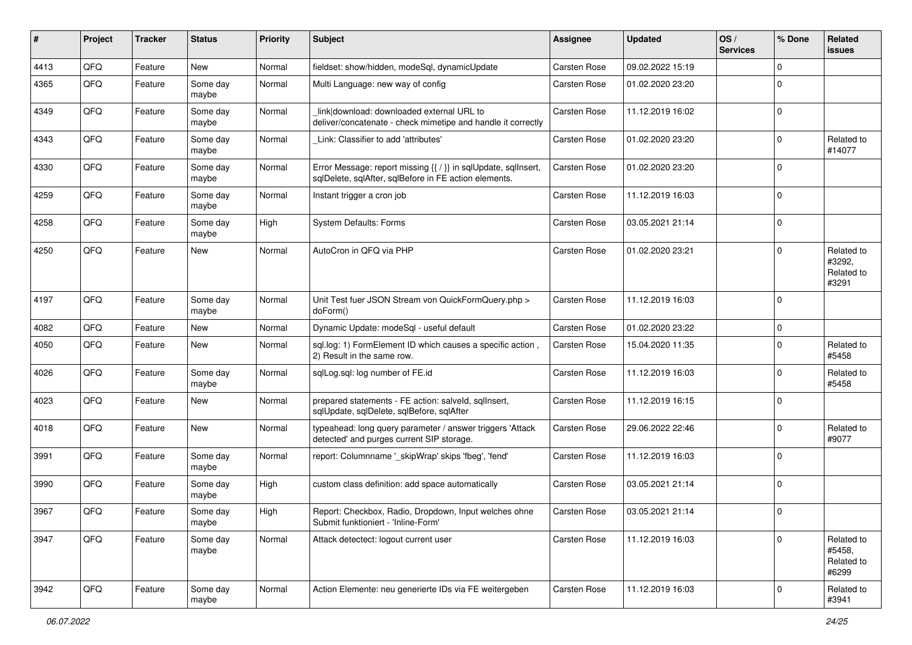| # | Project | Tracker | Status | Priority | Subject | Assignee | Updated | OS / Services | % Done | Related issues |
|---|---|---|---|---|---|---|---|---|---|---|
| 4413 | QFQ | Feature | New | Normal | fieldset: show/hidden, modeSql, dynamicUpdate | Carsten Rose | 09.02.2022 15:19 | | 0 | |
| 4365 | QFQ | Feature | Some day maybe | Normal | Multi Language: new way of config | Carsten Rose | 01.02.2020 23:20 | | 0 | |
| 4349 | QFQ | Feature | Some day maybe | Normal | _link\|download: downloaded external URL to deliver/concatenate - check mimetipe and handle it correctly | Carsten Rose | 11.12.2019 16:02 | | 0 | |
| 4343 | QFQ | Feature | Some day maybe | Normal | _Link: Classifier to add 'attributes' | Carsten Rose | 01.02.2020 23:20 | | 0 | Related to #14077 |
| 4330 | QFQ | Feature | Some day maybe | Normal | Error Message: report missing {{ / }} in sqlUpdate, sqlInsert, sqlDelete, sqlAfter, sqlBefore in FE action elements. | Carsten Rose | 01.02.2020 23:20 | | 0 | |
| 4259 | QFQ | Feature | Some day maybe | Normal | Instant trigger a cron job | Carsten Rose | 11.12.2019 16:03 | | 0 | |
| 4258 | QFQ | Feature | Some day maybe | High | System Defaults: Forms | Carsten Rose | 03.05.2021 21:14 | | 0 | |
| 4250 | QFQ | Feature | New | Normal | AutoCron in QFQ via PHP | Carsten Rose | 01.02.2020 23:21 | | 0 | Related to #3292, Related to #3291 |
| 4197 | QFQ | Feature | Some day maybe | Normal | Unit Test fuer JSON Stream von QuickFormQuery.php > doForm() | Carsten Rose | 11.12.2019 16:03 | | 0 | |
| 4082 | QFQ | Feature | New | Normal | Dynamic Update: modeSql - useful default | Carsten Rose | 01.02.2020 23:22 | | 0 | |
| 4050 | QFQ | Feature | New | Normal | sql.log: 1) FormElement ID which causes a specific action , 2) Result in the same row. | Carsten Rose | 15.04.2020 11:35 | | 0 | Related to #5458 |
| 4026 | QFQ | Feature | Some day maybe | Normal | sqlLog.sql: log number of FE.id | Carsten Rose | 11.12.2019 16:03 | | 0 | Related to #5458 |
| 4023 | QFQ | Feature | New | Normal | prepared statements - FE action: salveld, sqlInsert, sqlUpdate, sqlDelete, sqlBefore, sqlAfter | Carsten Rose | 11.12.2019 16:15 | | 0 | |
| 4018 | QFQ | Feature | New | Normal | typeahead: long query parameter / answer triggers 'Attack detected' and purges current SIP storage. | Carsten Rose | 29.06.2022 22:46 | | 0 | Related to #9077 |
| 3991 | QFQ | Feature | Some day maybe | Normal | report: Columnname '_skipWrap' skips 'fbeg', 'fend' | Carsten Rose | 11.12.2019 16:03 | | 0 | |
| 3990 | QFQ | Feature | Some day maybe | High | custom class definition: add space automatically | Carsten Rose | 03.05.2021 21:14 | | 0 | |
| 3967 | QFQ | Feature | Some day maybe | High | Report: Checkbox, Radio, Dropdown, Input welches ohne Submit funktioniert - 'Inline-Form' | Carsten Rose | 03.05.2021 21:14 | | 0 | |
| 3947 | QFQ | Feature | Some day maybe | Normal | Attack detectect: logout current user | Carsten Rose | 11.12.2019 16:03 | | 0 | Related to #5458, Related to #6299 |
| 3942 | QFQ | Feature | Some day maybe | Normal | Action Elemente: neu generierte IDs via FE weitergeben | Carsten Rose | 11.12.2019 16:03 | | 0 | Related to #3941 |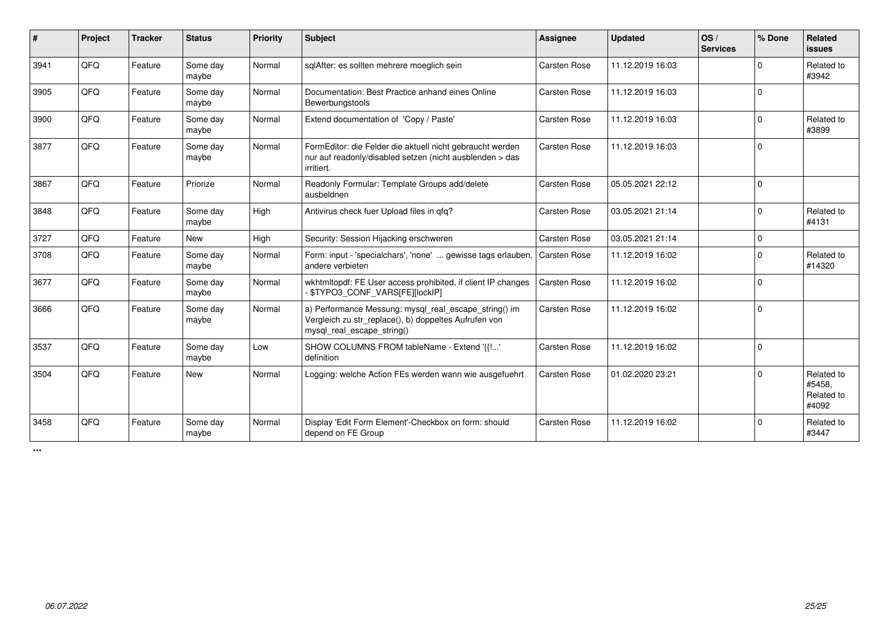| # | Project | Tracker | Status | Priority | Subject | Assignee | Updated | OS / Services | % Done | Related issues |
|---|---|---|---|---|---|---|---|---|---|---|
| 3941 | QFQ | Feature | Some day maybe | Normal | sqlAfter: es sollten mehrere moeglich sein | Carsten Rose | 11.12.2019 16:03 | | 0 | Related to #3942 |
| 3905 | QFQ | Feature | Some day maybe | Normal | Documentation: Best Practice anhand eines Online Bewerbungstools | Carsten Rose | 11.12.2019 16:03 | | 0 | |
| 3900 | QFQ | Feature | Some day maybe | Normal | Extend documentation of 'Copy / Paste' | Carsten Rose | 11.12.2019 16:03 | | 0 | Related to #3899 |
| 3877 | QFQ | Feature | Some day maybe | Normal | FormEditor: die Felder die aktuell nicht gebraucht werden nur auf readonly/disabled setzen (nicht ausblenden > das irritiert. | Carsten Rose | 11.12.2019 16:03 | | 0 | |
| 3867 | QFQ | Feature | Priorize | Normal | Readonly Formular: Template Groups add/delete ausbeldnen | Carsten Rose | 05.05.2021 22:12 | | 0 | |
| 3848 | QFQ | Feature | Some day maybe | High | Antivirus check fuer Upload files in qfq? | Carsten Rose | 03.05.2021 21:14 | | 0 | Related to #4131 |
| 3727 | QFQ | Feature | New | High | Security: Session Hijacking erschweren | Carsten Rose | 03.05.2021 21:14 | | 0 | |
| 3708 | QFQ | Feature | Some day maybe | Normal | Form: input - 'specialchars', 'none' ... gewisse tags erlauben, andere verbieten | Carsten Rose | 11.12.2019 16:02 | | 0 | Related to #14320 |
| 3677 | QFQ | Feature | Some day maybe | Normal | wkhtmltopdf: FE User access prohibited, if client IP changes - $TYPO3_CONF_VARS[FE][lockIP] | Carsten Rose | 11.12.2019 16:02 | | 0 | |
| 3666 | QFQ | Feature | Some day maybe | Normal | a) Performance Messung: mysql_real_escape_string() im Vergleich zu str_replace(), b) doppeltes Aufrufen von mysql_real_escape_string() | Carsten Rose | 11.12.2019 16:02 | | 0 | |
| 3537 | QFQ | Feature | Some day maybe | Low | SHOW COLUMNS FROM tableName - Extend '{{!...' definition | Carsten Rose | 11.12.2019 16:02 | | 0 | |
| 3504 | QFQ | Feature | New | Normal | Logging: welche Action FEs werden wann wie ausgefuehrt | Carsten Rose | 01.02.2020 23:21 | | 0 | Related to #5458, Related to #4092 |
| 3458 | QFQ | Feature | Some day maybe | Normal | Display 'Edit Form Element'-Checkbox on form: should depend on FE Group | Carsten Rose | 11.12.2019 16:02 | | 0 | Related to #3447 |

...